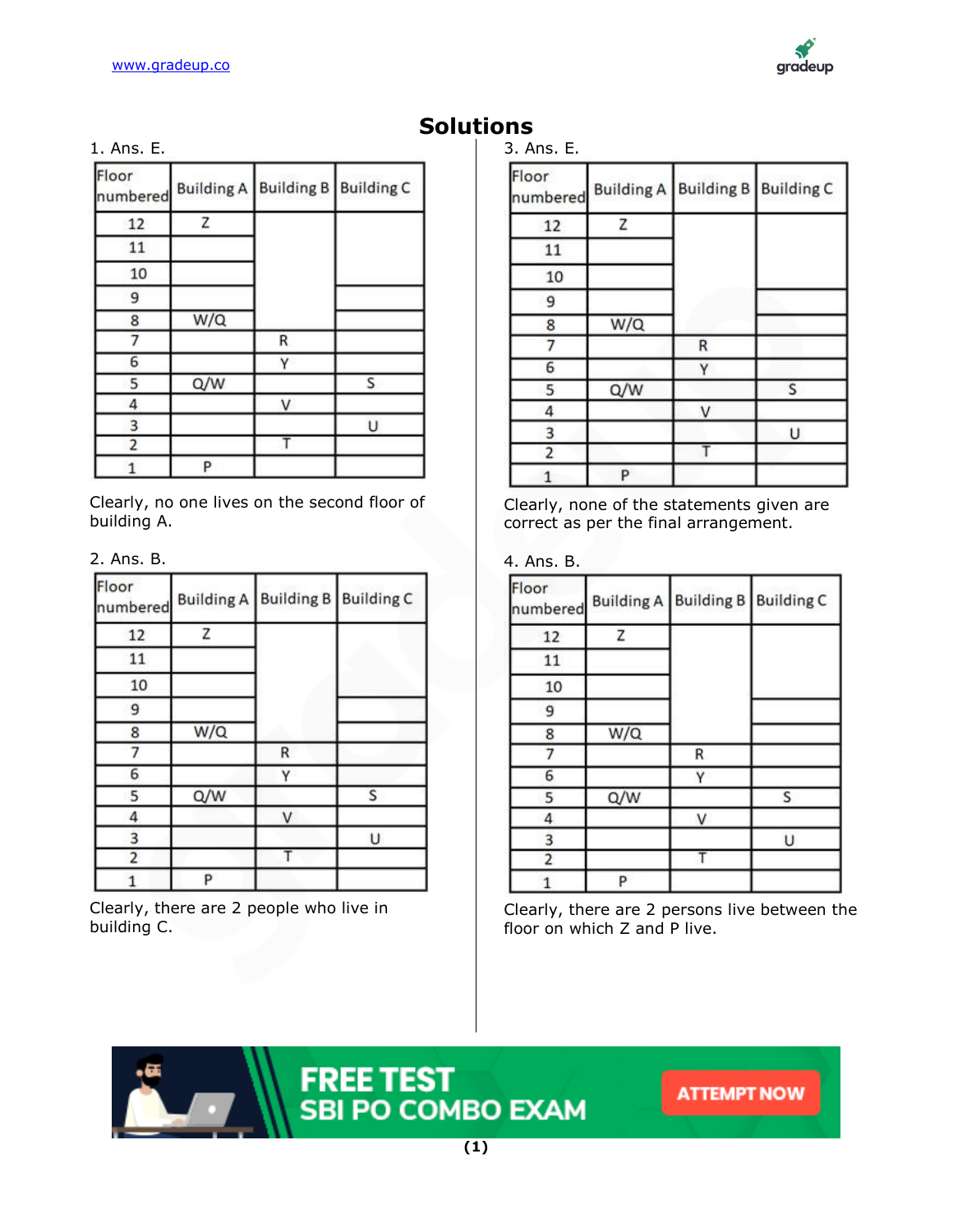# Solutions

1. Ans. E.

| Floor numbered | Building A | Building B | Building C |
|---|---|---|---|
| 12 | Z | | |
| 11 | | | |
| 10 | | | |
| 9 | | | |
| 8 | W/Q | | |
| 7 | | R | |
| 6 | | Y | |
| 5 | Q/W | | S |
| 4 | | V | |
| 3 | | | U |
| 2 | | T | |
| 1 | P | | |

Clearly, no one lives on the second floor of building A.

2. Ans. B.

| Floor numbered | Building A | Building B | Building C |
|---|---|---|---|
| 12 | Z | | |
| 11 | | | |
| 10 | | | |
| 9 | | | |
| 8 | W/Q | | |
| 7 | | R | |
| 6 | | Y | |
| 5 | Q/W | | S |
| 4 | | V | |
| 3 | | | U |
| 2 | | T | |
| 1 | P | | |

Clearly, there are 2 people who live in building C.

3. Ans. E.

| Floor numbered | Building A | Building B | Building C |
|---|---|---|---|
| 12 | Z | | |
| 11 | | | |
| 10 | | | |
| 9 | | | |
| 8 | W/Q | | |
| 7 | | R | |
| 6 | | Y | |
| 5 | Q/W | | S |
| 4 | | V | |
| 3 | | | U |
| 2 | | T | |
| 1 | P | | |

Clearly, none of the statements given are correct as per the final arrangement.

4. Ans. B.

| Floor numbered | Building A | Building B | Building C |
|---|---|---|---|
| 12 | Z | | |
| 11 | | | |
| 10 | | | |
| 9 | | | |
| 8 | W/Q | | |
| 7 | | R | |
| 6 | | Y | |
| 5 | Q/W | | S |
| 4 | | V | |
| 3 | | | U |
| 2 | | T | |
| 1 | P | | |

Clearly, there are 2 persons live between the floor on which Z and P live.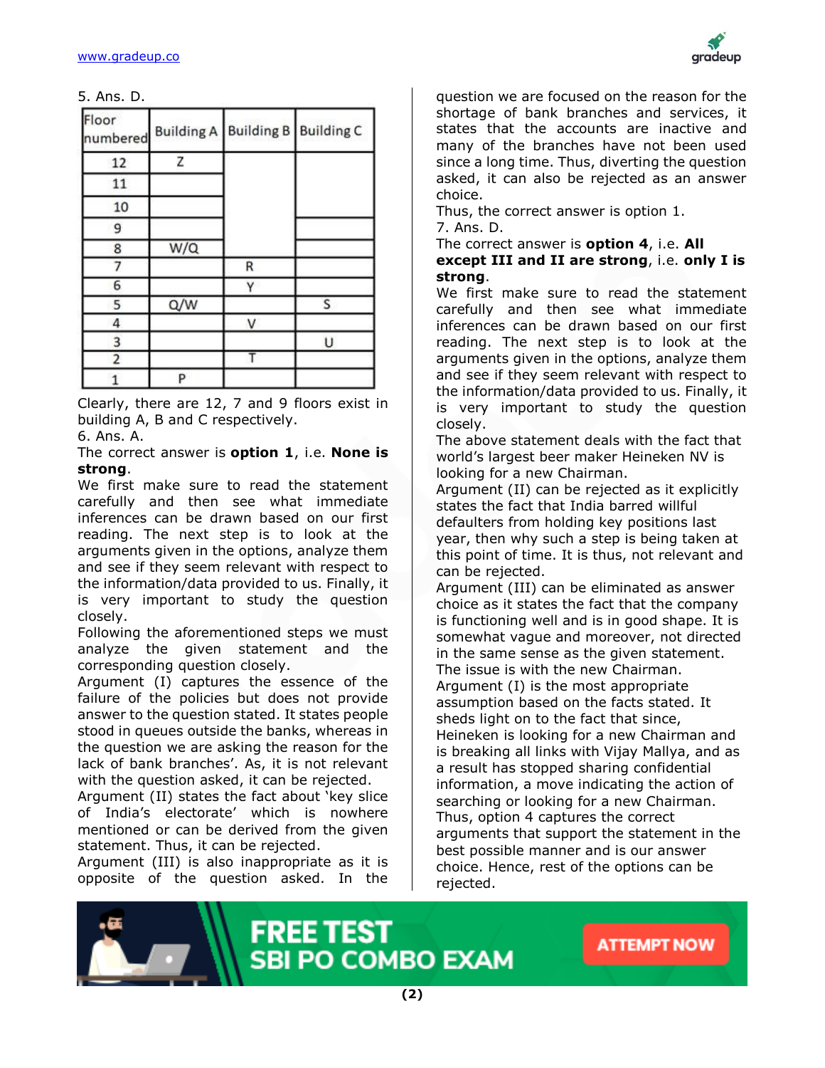5. Ans. D.

| Floor numbered | Building A | Building B | Building C |
|---|---|---|---|
| 12 | Z | | |
| 11 | | | |
| 10 | | | |
| 9 | | | |
| 8 | W/Q | | |
| 7 | | R | |
| 6 | | Y | |
| 5 | Q/W | | S |
| 4 | | V | |
| 3 | | | U |
| 2 | | T | |
| 1 | P | | |

Clearly, there are 12, 7 and 9 floors exist in building A, B and C respectively.

6. Ans. A.

The correct answer is **option 1**, i.e. **None is strong**.

We first make sure to read the statement carefully and then see what immediate inferences can be drawn based on our first reading. The next step is to look at the arguments given in the options, analyze them and see if they seem relevant with respect to the information/data provided to us. Finally, it is very important to study the question closely.

Following the aforementioned steps we must analyze the given statement and the corresponding question closely.

Argument (I) captures the essence of the failure of the policies but does not provide answer to the question stated. It states people stood in queues outside the banks, whereas in the question we are asking the reason for the lack of bank branches'. As, it is not relevant with the question asked, it can be rejected.

Argument (II) states the fact about 'key slice of India's electorate' which is nowhere mentioned or can be derived from the given statement. Thus, it can be rejected.

Argument (III) is also inappropriate as it is opposite of the question asked. In the question we are focused on the reason for the shortage of bank branches and services, it states that the accounts are inactive and many of the branches have not been used since a long time. Thus, diverting the question asked, it can also be rejected as an answer choice.

Thus, the correct answer is option 1.

7. Ans. D.

The correct answer is **option 4**, i.e. **All except III and II are strong**, i.e. **only I is strong**.

We first make sure to read the statement carefully and then see what immediate inferences can be drawn based on our first reading. The next step is to look at the arguments given in the options, analyze them and see if they seem relevant with respect to the information/data provided to us. Finally, it is very important to study the question closely.

The above statement deals with the fact that world's largest beer maker Heineken NV is looking for a new Chairman.

Argument (II) can be rejected as it explicitly states the fact that India barred willful defaulters from holding key positions last year, then why such a step is being taken at this point of time. It is thus, not relevant and can be rejected.

Argument (III) can be eliminated as answer choice as it states the fact that the company is functioning well and is in good shape. It is somewhat vague and moreover, not directed in the same sense as the given statement. The issue is with the new Chairman.

Argument (I) is the most appropriate assumption based on the facts stated. It sheds light on to the fact that since, Heineken is looking for a new Chairman and is breaking all links with Vijay Mallya, and as a result has stopped sharing confidential information, a move indicating the action of searching or looking for a new Chairman. Thus, option 4 captures the correct arguments that support the statement in the best possible manner and is our answer choice. Hence, rest of the options can be rejected.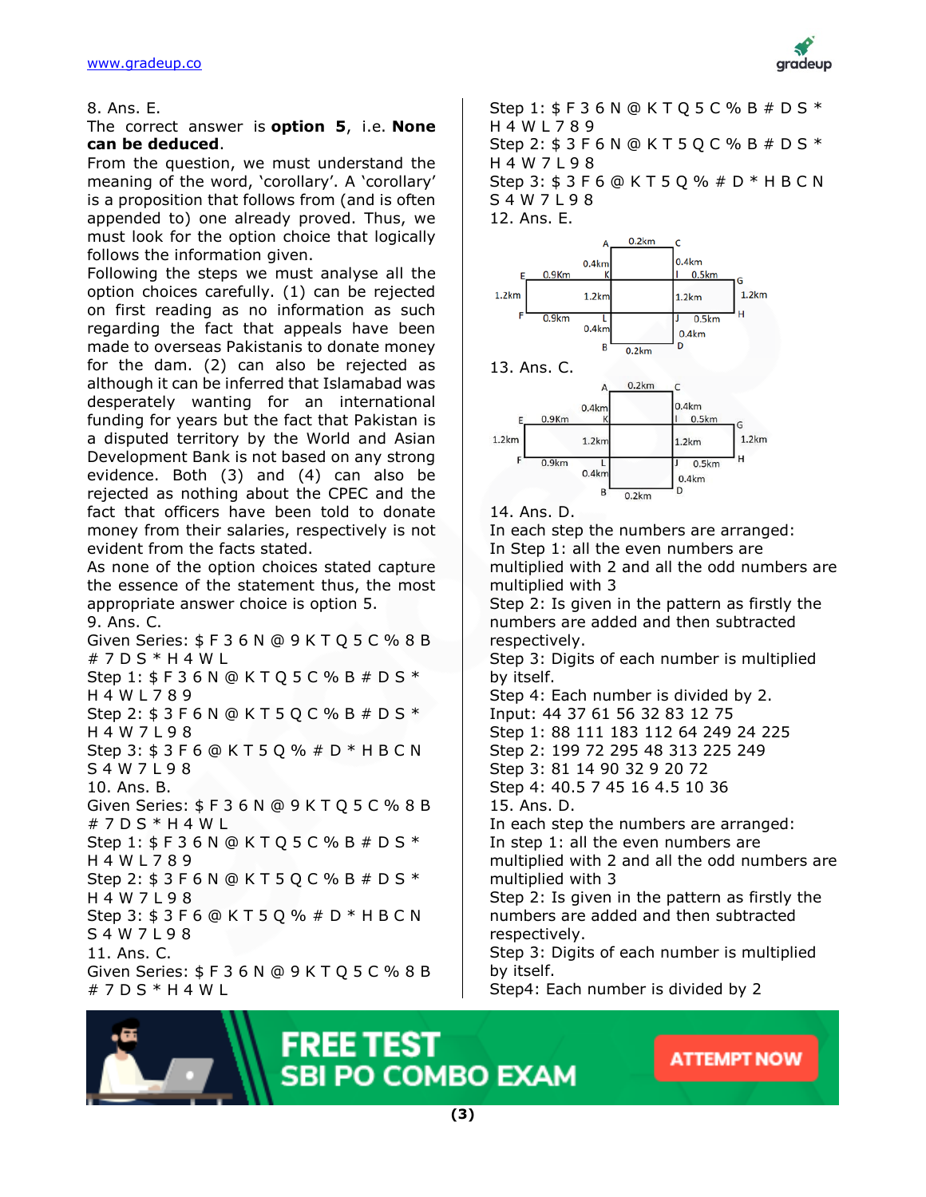8. Ans. E.

The correct answer is **option 5**, i.e. **None can be deduced**.

From the question, we must understand the meaning of the word, 'corollary'. A 'corollary' is a proposition that follows from (and is often appended to) one already proved. Thus, we must look for the option choice that logically follows the information given.

Following the steps we must analyse all the option choices carefully. (1) can be rejected on first reading as no information as such regarding the fact that appeals have been made to overseas Pakistanis to donate money for the dam. (2) can also be rejected as although it can be inferred that Islamabad was desperately wanting for an international funding for years but the fact that Pakistan is a disputed territory by the World and Asian Development Bank is not based on any strong evidence. Both (3) and (4) can also be rejected as nothing about the CPEC and the fact that officers have been told to donate money from their salaries, respectively is not evident from the facts stated.

As none of the option choices stated capture the essence of the statement thus, the most appropriate answer choice is option 5.

9. Ans. C.

Given Series: $ F 3 6 N @ 9 K T Q 5 C % 8 B # 7 D S * H 4 W L

Step 1: $ F 3 6 N @ K T Q 5 C % B # D S * H 4 W L 7 8 9

Step 2: $ 3 F 6 N @ K T 5 Q C % B # D S * H 4 W 7 L 9 8

Step 3: $ 3 F 6 @ K T 5 Q % # D * H B C N S 4 W 7 L 9 8

10. Ans. B.

Given Series: $ F 3 6 N @ 9 K T Q 5 C % 8 B # 7 D S * H 4 W L

Step 1: $ F 3 6 N @ K T Q 5 C % B # D S * H 4 W L 7 8 9

Step 2: $ 3 F 6 N @ K T 5 Q C % B # D S * H 4 W 7 L 9 8

Step 3: $ 3 F 6 @ K T 5 Q % # D * H B C N S 4 W 7 L 9 8

11. Ans. C.

Given Series: $ F 3 6 N @ 9 K T Q 5 C % 8 B # 7 D S * H 4 W L

Step 1: $ F 3 6 N @ K T Q 5 C % B # D S * H 4 W L 7 8 9

Step 2: $ 3 F 6 N @ K T 5 Q C % B # D S * H 4 W 7 L 9 8

Step 3: $ 3 F 6 @ K T 5 Q % # D * H B C N S 4 W 7 L 9 8

12. Ans. E.

A 0.2km C; 0.4km (A–K); 0.4km (C–I); E 0.9Km K; I 0.5km G; 1.2km (E–F); 1.2km (K–L); 1.2km (I–J); 1.2km (G–H); F 0.9km L; J 0.5km H; 0.4km (L–B); 0.4km (J–D); B 0.2km D

13. Ans. C.

A 0.2km C; 0.4km (A–K); 0.4km (C–I); E 0.9Km K; I 0.5km G; 1.2km (E–F); 1.2km (K–L); 1.2km (I–J); 1.2km (G–H); F 0.9km L; J 0.5km H; 0.4km (L–B); 0.4km (J–D); B 0.2km D

14. Ans. D.

In each step the numbers are arranged:

In Step 1: all the even numbers are multiplied with 2 and all the odd numbers are multiplied with 3

Step 2: Is given in the pattern as firstly the numbers are added and then subtracted respectively.

Step 3: Digits of each number is multiplied by itself.

Step 4: Each number is divided by 2.

Input: 44 37 61 56 32 83 12 75

Step 1: 88 111 183 112 64 249 24 225

Step 2: 199 72 295 48 313 225 249

Step 3: 81 14 90 32 9 20 72

Step 4: 40.5 7 45 16 4.5 10 36

15. Ans. D.

In each step the numbers are arranged:

In step 1: all the even numbers are multiplied with 2 and all the odd numbers are multiplied with 3

Step 2: Is given in the pattern as firstly the numbers are added and then subtracted respectively.

Step 3: Digits of each number is multiplied by itself.

Step4: Each number is divided by 2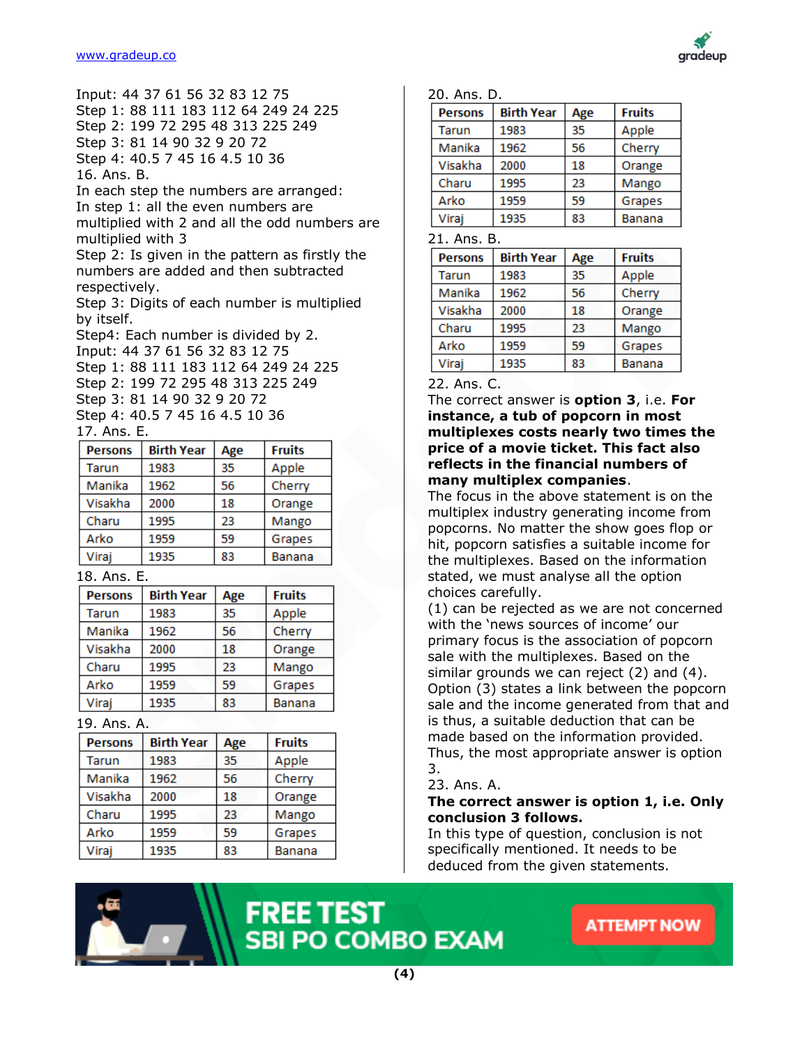Input: 44 37 61 56 32 83 12 75
Step 1: 88 111 183 112 64 249 24 225
Step 2: 199 72 295 48 313 225 249
Step 3: 81 14 90 32 9 20 72
Step 4: 40.5 7 45 16 4.5 10 36

16. Ans. B.

In each step the numbers are arranged:
In step 1: all the even numbers are multiplied with 2 and all the odd numbers are multiplied with 3
Step 2: Is given in the pattern as firstly the numbers are added and then subtracted respectively.
Step 3: Digits of each number is multiplied by itself.
Step4: Each number is divided by 2.

Input: 44 37 61 56 32 83 12 75
Step 1: 88 111 183 112 64 249 24 225
Step 2: 199 72 295 48 313 225 249
Step 3: 81 14 90 32 9 20 72
Step 4: 40.5 7 45 16 4.5 10 36

17. Ans. E.

| Persons | Birth Year | Age | Fruits |
|---|---|---|---|
| Tarun | 1983 | 35 | Apple |
| Manika | 1962 | 56 | Cherry |
| Visakha | 2000 | 18 | Orange |
| Charu | 1995 | 23 | Mango |
| Arko | 1959 | 59 | Grapes |
| Viraj | 1935 | 83 | Banana |

18. Ans. E.

| Persons | Birth Year | Age | Fruits |
|---|---|---|---|
| Tarun | 1983 | 35 | Apple |
| Manika | 1962 | 56 | Cherry |
| Visakha | 2000 | 18 | Orange |
| Charu | 1995 | 23 | Mango |
| Arko | 1959 | 59 | Grapes |
| Viraj | 1935 | 83 | Banana |

19. Ans. A.

| Persons | Birth Year | Age | Fruits |
|---|---|---|---|
| Tarun | 1983 | 35 | Apple |
| Manika | 1962 | 56 | Cherry |
| Visakha | 2000 | 18 | Orange |
| Charu | 1995 | 23 | Mango |
| Arko | 1959 | 59 | Grapes |
| Viraj | 1935 | 83 | Banana |

20. Ans. D.

| Persons | Birth Year | Age | Fruits |
|---|---|---|---|
| Tarun | 1983 | 35 | Apple |
| Manika | 1962 | 56 | Cherry |
| Visakha | 2000 | 18 | Orange |
| Charu | 1995 | 23 | Mango |
| Arko | 1959 | 59 | Grapes |
| Viraj | 1935 | 83 | Banana |

21. Ans. B.

| Persons | Birth Year | Age | Fruits |
|---|---|---|---|
| Tarun | 1983 | 35 | Apple |
| Manika | 1962 | 56 | Cherry |
| Visakha | 2000 | 18 | Orange |
| Charu | 1995 | 23 | Mango |
| Arko | 1959 | 59 | Grapes |
| Viraj | 1935 | 83 | Banana |

22. Ans. C.

The correct answer is **option 3**, i.e. **For instance, a tub of popcorn in most multiplexes costs nearly two times the price of a movie ticket. This fact also reflects in the financial numbers of many multiplex companies**.

The focus in the above statement is on the multiplex industry generating income from popcorns. No matter the show goes flop or hit, popcorn satisfies a suitable income for the multiplexes. Based on the information stated, we must analyse all the option choices carefully.

(1) can be rejected as we are not concerned with the 'news sources of income' our primary focus is the association of popcorn sale with the multiplexes. Based on the similar grounds we can reject (2) and (4).

Option (3) states a link between the popcorn sale and the income generated from that and is thus, a suitable deduction that can be made based on the information provided.

Thus, the most appropriate answer is option 3.

23. Ans. A.

**The correct answer is option 1, i.e. Only conclusion 3 follows.**

In this type of question, conclusion is not specifically mentioned. It needs to be deduced from the given statements.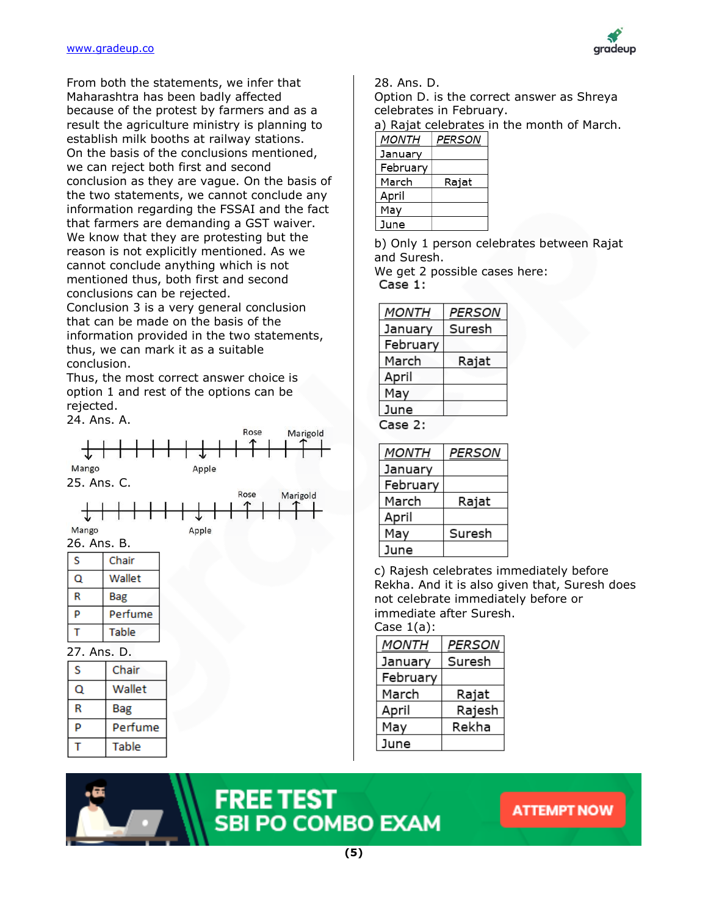From both the statements, we infer that Maharashtra has been badly affected because of the protest by farmers and as a result the agriculture ministry is planning to establish milk booths at railway stations. On the basis of the conclusions mentioned, we can reject both first and second conclusion as they are vague. On the basis of the two statements, we cannot conclude any information regarding the FSSAI and the fact that farmers are demanding a GST waiver. We know that they are protesting but the reason is not explicitly mentioned. As we cannot conclude anything which is not mentioned thus, both first and second conclusions can be rejected.
Conclusion 3 is a very general conclusion that can be made on the basis of the information provided in the two statements, thus, we can mark it as a suitable conclusion.
Thus, the most correct answer choice is option 1 and rest of the options can be rejected.

24. Ans. A.

Mango ↓ ... Apple ↓ ... Rose ↑ ... Marigold ↑

25. Ans. C.

Mango ↓ ... Apple ↓ ... Rose ↑ ... Marigold ↑

26. Ans. B.

| S | Chair |
|---|---|
| Q | Wallet |
| R | Bag |
| P | Perfume |
| T | Table |

27. Ans. D.

| S | Chair |
|---|---|
| Q | Wallet |
| R | Bag |
| P | Perfume |
| T | Table |

28. Ans. D.
Option D. is the correct answer as Shreya celebrates in February.
a) Rajat celebrates in the month of March.

| MONTH | PERSON |
|---|---|
| January | |
| February | |
| March | Rajat |
| April | |
| May | |
| June | |

b) Only 1 person celebrates between Rajat and Suresh.
We get 2 possible cases here:
**Case 1:**

| MONTH | PERSON |
|---|---|
| January | Suresh |
| February | |
| March | Rajat |
| April | |
| May | |
| June | |

**Case 2:**

| MONTH | PERSON |
|---|---|
| January | |
| February | |
| March | Rajat |
| April | |
| May | Suresh |
| June | |

c) Rajesh celebrates immediately before Rekha. And it is also given that, Suresh does not celebrate immediately before or immediate after Suresh.
Case 1(a):

| MONTH | PERSON |
|---|---|
| January | Suresh |
| February | |
| March | Rajat |
| April | Rajesh |
| May | Rekha |
| June | |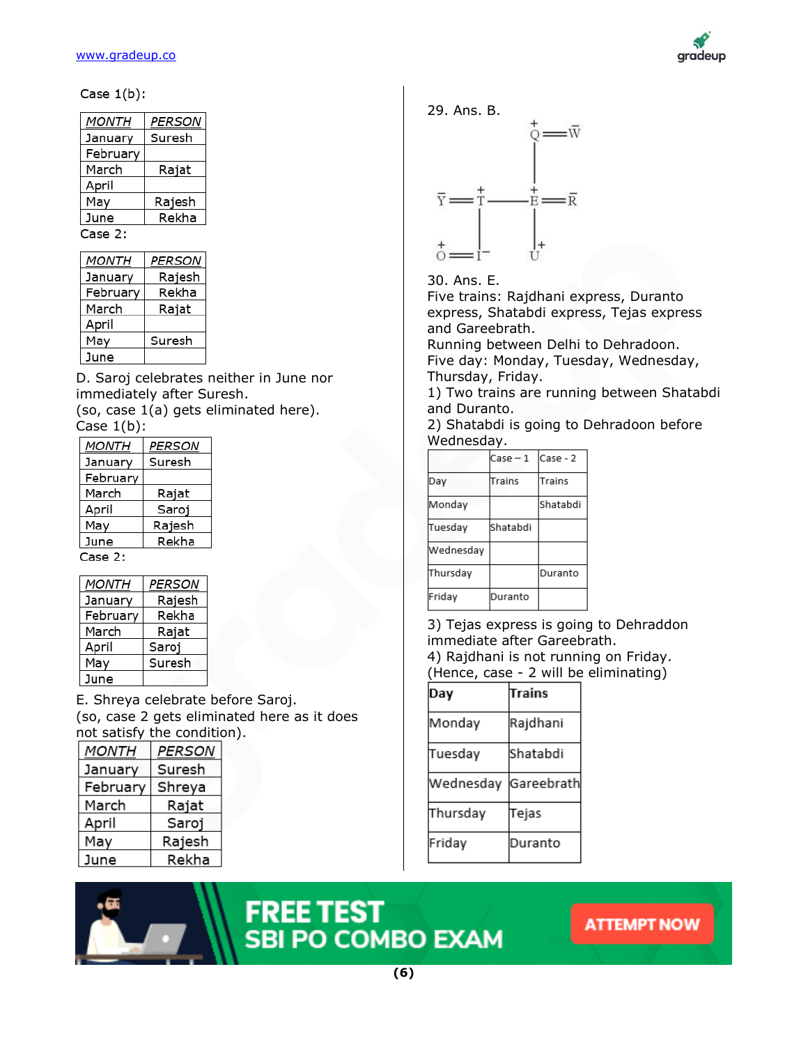Case 1(b):

| MONTH | PERSON |
|---|---|
| January | Suresh |
| February | |
| March | Rajat |
| April | |
| May | Rajesh |
| June | Rekha |

Case 2:

| MONTH | PERSON |
|---|---|
| January | Rajesh |
| February | Rekha |
| March | Rajat |
| April | |
| May | Suresh |
| June | |

D. Saroj celebrates neither in June nor immediately after Suresh.
(so, case 1(a) gets eliminated here).
Case 1(b):

| MONTH | PERSON |
|---|---|
| January | Suresh |
| February | |
| March | Rajat |
| April | Saroj |
| May | Rajesh |
| June | Rekha |

Case 2:

| MONTH | PERSON |
|---|---|
| January | Rajesh |
| February | Rekha |
| March | Rajat |
| April | Saroj |
| May | Suresh |
| June | |

E. Shreya celebrate before Saroj.
(so, case 2 gets eliminated here as it does not satisfy the condition).

| MONTH | PERSON |
|---|---|
| January | Suresh |
| February | Shreya |
| March | Rajat |
| April | Saroj |
| May | Rajesh |
| June | Rekha |

29. Ans. B.

$$
\begin{array}{ccccccc}
 & & & & \overset{+}{Q} & = & \overline{W} \\
 & & & & | & & \\
\overline{Y} & = & \overset{+}{T} & — & \overset{+}{E} & = & \overline{R} \\
 & & | & & | & & \\
\overset{+}{O} & = & I^{-} & & U^{+} & &
\end{array}
$$

30. Ans. E.
Five trains: Rajdhani express, Duranto express, Shatabdi express, Tejas express and Gareebrath.
Running between Delhi to Dehradoon.
Five day: Monday, Tuesday, Wednesday, Thursday, Friday.
1) Two trains are running between Shatabdi and Duranto.
2) Shatabdi is going to Dehradoon before Wednesday.

| | Case – 1 | Case - 2 |
|---|---|---|
| Day | Trains | Trains |
| Monday | | Shatabdi |
| Tuesday | Shatabdi | |
| Wednesday | | |
| Thursday | | Duranto |
| Friday | Duranto | |

3) Tejas express is going to Dehraddon immediate after Gareebrath.
4) Rajdhani is not running on Friday.
(Hence, case - 2 will be eliminating)

| Day | Trains |
|---|---|
| Monday | Rajdhani |
| Tuesday | Shatabdi |
| Wednesday | Gareebrath |
| Thursday | Tejas |
| Friday | Duranto |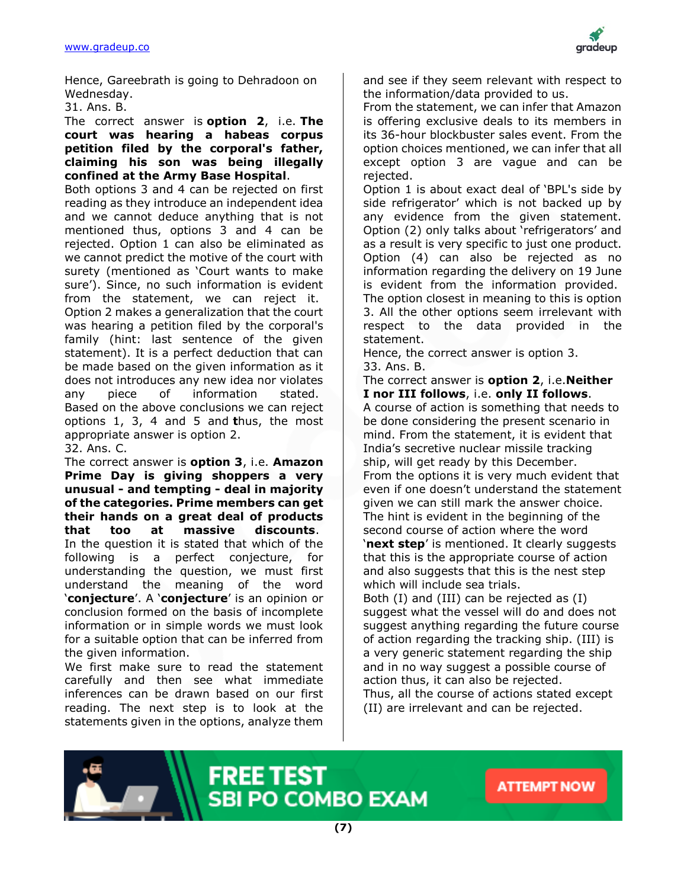Hence, Gareebrath is going to Dehradoon on Wednesday.

31. Ans. B.

The correct answer is **option 2**, i.e. **The court was hearing a habeas corpus petition filed by the corporal's father, claiming his son was being illegally confined at the Army Base Hospital**.

Both options 3 and 4 can be rejected on first reading as they introduce an independent idea and we cannot deduce anything that is not mentioned thus, options 3 and 4 can be rejected. Option 1 can also be eliminated as we cannot predict the motive of the court with surety (mentioned as 'Court wants to make sure'). Since, no such information is evident from the statement, we can reject it. Option 2 makes a generalization that the court was hearing a petition filed by the corporal's family (hint: last sentence of the given statement). It is a perfect deduction that can be made based on the given information as it does not introduces any new idea nor violates any piece of information stated. Based on the above conclusions we can reject options 1, 3, 4 and 5 and **t**hus, the most appropriate answer is option 2.

32. Ans. C.

The correct answer is **option 3**, i.e. **Amazon Prime Day is giving shoppers a very unusual - and tempting - deal in majority of the categories. Prime members can get their hands on a great deal of products that too at massive discounts**.

In the question it is stated that which of the following is a perfect conjecture, for understanding the question, we must first understand the meaning of the word '**conjecture**'. A '**conjecture**' is an opinion or conclusion formed on the basis of incomplete information or in simple words we must look for a suitable option that can be inferred from the given information.

We first make sure to read the statement carefully and then see what immediate inferences can be drawn based on our first reading. The next step is to look at the statements given in the options, analyze them and see if they seem relevant with respect to the information/data provided to us.

From the statement, we can infer that Amazon is offering exclusive deals to its members in its 36-hour blockbuster sales event. From the option choices mentioned, we can infer that all except option 3 are vague and can be rejected.

Option 1 is about exact deal of 'BPL's side by side refrigerator' which is not backed up by any evidence from the given statement. Option (2) only talks about 'refrigerators' and as a result is very specific to just one product. Option (4) can also be rejected as no information regarding the delivery on 19 June is evident from the information provided. The option closest in meaning to this is option 3. All the other options seem irrelevant with respect to the data provided in the statement.

Hence, the correct answer is option 3.

33. Ans. B.

The correct answer is **option 2**, i.e.**Neither I nor III follows**, i.e. **only II follows**.

A course of action is something that needs to be done considering the present scenario in mind. From the statement, it is evident that India's secretive nuclear missile tracking ship, will get ready by this December.

From the options it is very much evident that even if one doesn't understand the statement given we can still mark the answer choice.

The hint is evident in the beginning of the second course of action where the word '**next step**' is mentioned. It clearly suggests that this is the appropriate course of action and also suggests that this is the nest step which will include sea trials.

Both (I) and (III) can be rejected as (I) suggest what the vessel will do and does not suggest anything regarding the future course of action regarding the tracking ship. (III) is a very generic statement regarding the ship and in no way suggest a possible course of action thus, it can also be rejected.

Thus, all the course of actions stated except (II) are irrelevant and can be rejected.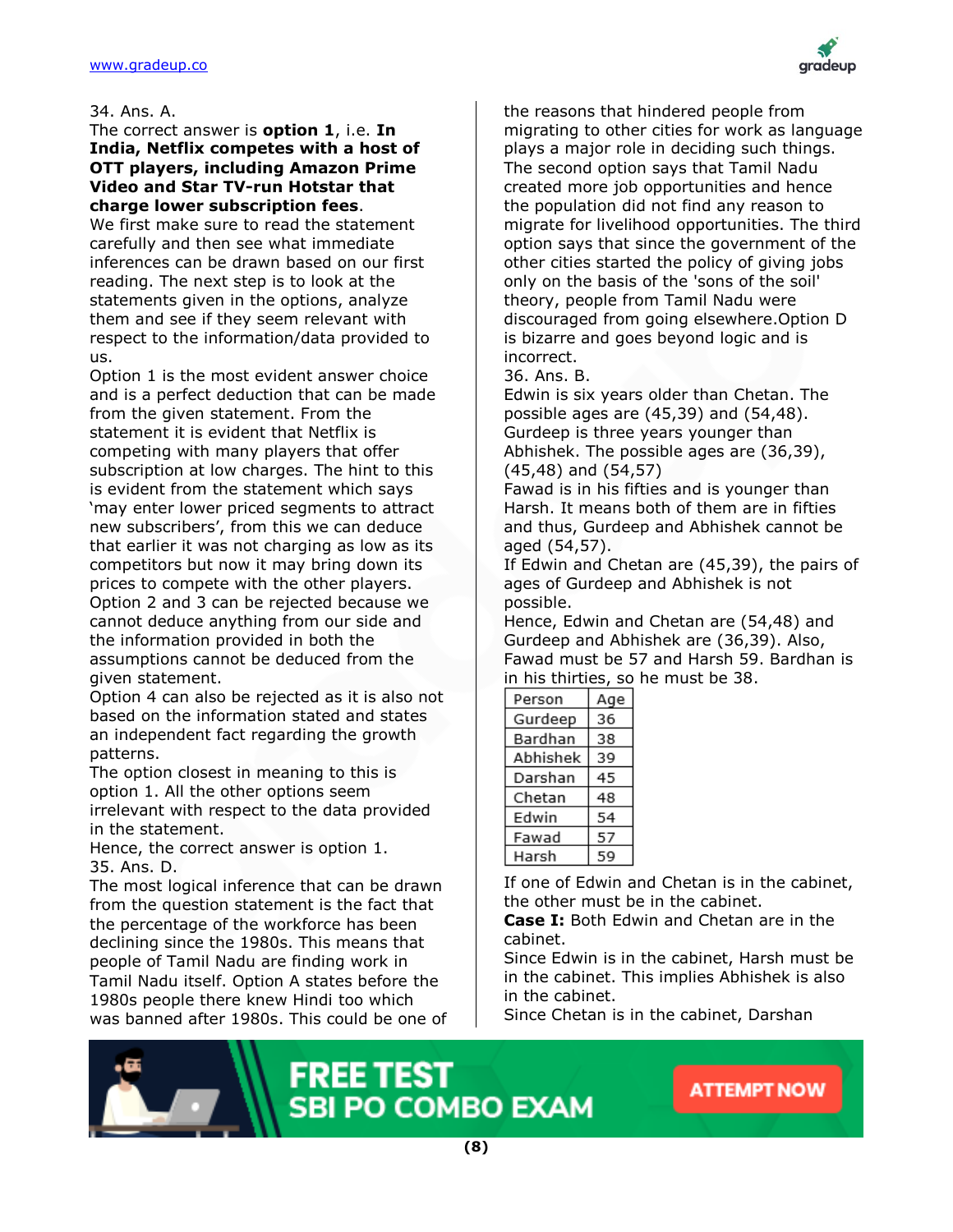34. Ans. A.

The correct answer is **option 1**, i.e. **In India, Netflix competes with a host of OTT players, including Amazon Prime Video and Star TV-run Hotstar that charge lower subscription fees**.

We first make sure to read the statement carefully and then see what immediate inferences can be drawn based on our first reading. The next step is to look at the statements given in the options, analyze them and see if they seem relevant with respect to the information/data provided to us.

Option 1 is the most evident answer choice and is a perfect deduction that can be made from the given statement. From the statement it is evident that Netflix is competing with many players that offer subscription at low charges. The hint to this is evident from the statement which says 'may enter lower priced segments to attract new subscribers', from this we can deduce that earlier it was not charging as low as its competitors but now it may bring down its prices to compete with the other players.

Option 2 and 3 can be rejected because we cannot deduce anything from our side and the information provided in both the assumptions cannot be deduced from the given statement.

Option 4 can also be rejected as it is also not based on the information stated and states an independent fact regarding the growth patterns.

The option closest in meaning to this is option 1. All the other options seem irrelevant with respect to the data provided in the statement.

Hence, the correct answer is option 1.

35. Ans. D.

The most logical inference that can be drawn from the question statement is the fact that the percentage of the workforce has been declining since the 1980s. This means that people of Tamil Nadu are finding work in Tamil Nadu itself. Option A states before the 1980s people there knew Hindi too which was banned after 1980s. This could be one of the reasons that hindered people from migrating to other cities for work as language plays a major role in deciding such things. The second option says that Tamil Nadu created more job opportunities and hence the population did not find any reason to migrate for livelihood opportunities. The third option says that since the government of the other cities started the policy of giving jobs only on the basis of the 'sons of the soil' theory, people from Tamil Nadu were discouraged from going elsewhere.Option D is bizarre and goes beyond logic and is incorrect.

36. Ans. B.

Edwin is six years older than Chetan. The possible ages are (45,39) and (54,48).

Gurdeep is three years younger than Abhishek. The possible ages are (36,39), (45,48) and (54,57)

Fawad is in his fifties and is younger than Harsh. It means both of them are in fifties and thus, Gurdeep and Abhishek cannot be aged (54,57).

If Edwin and Chetan are (45,39), the pairs of ages of Gurdeep and Abhishek is not possible.

Hence, Edwin and Chetan are (54,48) and Gurdeep and Abhishek are (36,39). Also, Fawad must be 57 and Harsh 59. Bardhan is in his thirties, so he must be 38.

| Person | Age |
|---|---|
| Gurdeep | 36 |
| Bardhan | 38 |
| Abhishek | 39 |
| Darshan | 45 |
| Chetan | 48 |
| Edwin | 54 |
| Fawad | 57 |
| Harsh | 59 |

If one of Edwin and Chetan is in the cabinet, the other must be in the cabinet.

**Case I:** Both Edwin and Chetan are in the cabinet.

Since Edwin is in the cabinet, Harsh must be in the cabinet. This implies Abhishek is also in the cabinet.

Since Chetan is in the cabinet, Darshan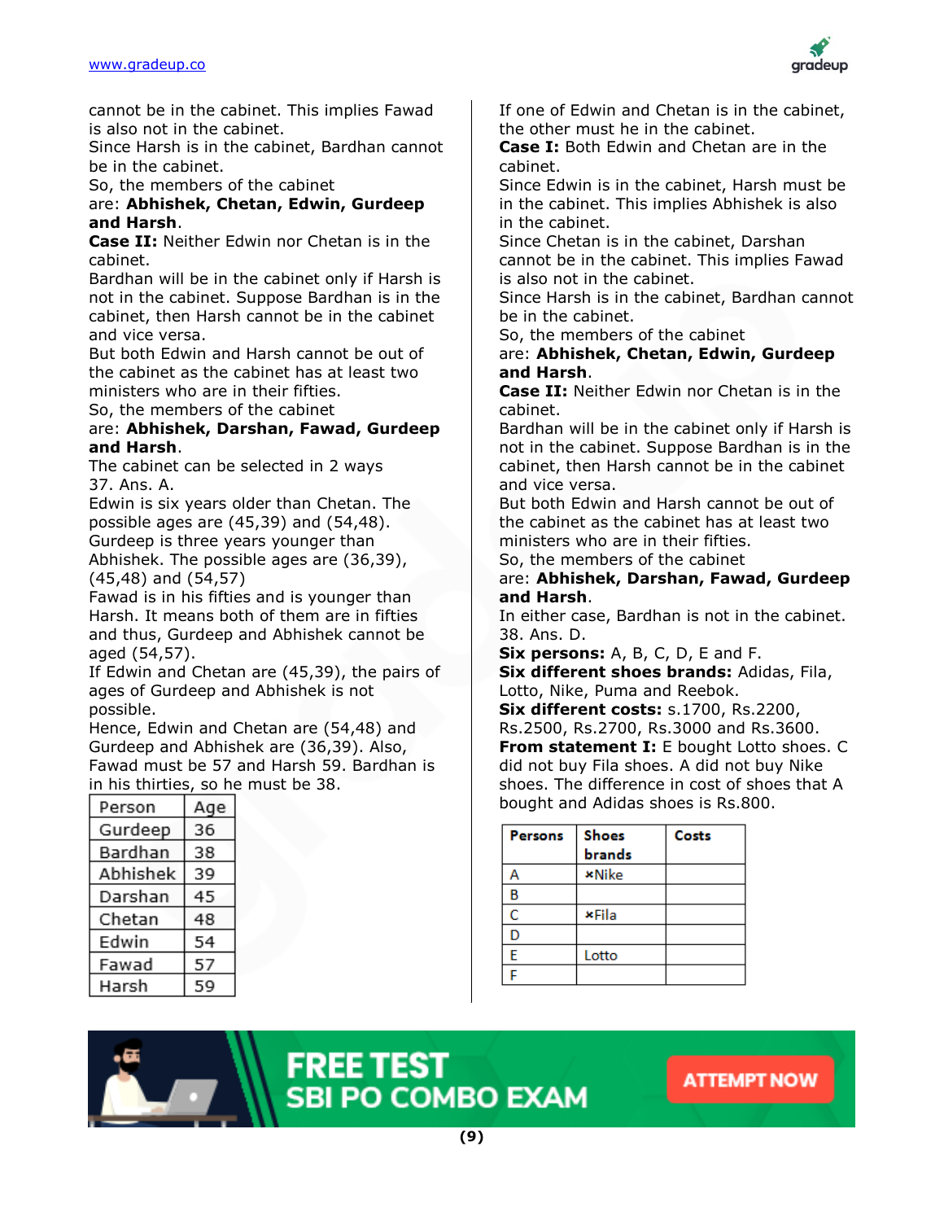cannot be in the cabinet. This implies Fawad is also not in the cabinet.
Since Harsh is in the cabinet, Bardhan cannot be in the cabinet.
So, the members of the cabinet are: **Abhishek, Chetan, Edwin, Gurdeep and Harsh**.
**Case II:** Neither Edwin nor Chetan is in the cabinet.
Bardhan will be in the cabinet only if Harsh is not in the cabinet. Suppose Bardhan is in the cabinet, then Harsh cannot be in the cabinet and vice versa.
But both Edwin and Harsh cannot be out of the cabinet as the cabinet has at least two ministers who are in their fifties.
So, the members of the cabinet are: **Abhishek, Darshan, Fawad, Gurdeep and Harsh**.
The cabinet can be selected in 2 ways
37. Ans. A.
Edwin is six years older than Chetan. The possible ages are (45,39) and (54,48).
Gurdeep is three years younger than Abhishek. The possible ages are (36,39), (45,48) and (54,57)
Fawad is in his fifties and is younger than Harsh. It means both of them are in fifties and thus, Gurdeep and Abhishek cannot be aged (54,57).
If Edwin and Chetan are (45,39), the pairs of ages of Gurdeep and Abhishek is not possible.
Hence, Edwin and Chetan are (54,48) and Gurdeep and Abhishek are (36,39). Also, Fawad must be 57 and Harsh 59. Bardhan is in his thirties, so he must be 38.

| Person | Age |
|---|---|
| Gurdeep | 36 |
| Bardhan | 38 |
| Abhishek | 39 |
| Darshan | 45 |
| Chetan | 48 |
| Edwin | 54 |
| Fawad | 57 |
| Harsh | 59 |

If one of Edwin and Chetan is in the cabinet, the other must he in the cabinet.
**Case I:** Both Edwin and Chetan are in the cabinet.
Since Edwin is in the cabinet, Harsh must be in the cabinet. This implies Abhishek is also in the cabinet.
Since Chetan is in the cabinet, Darshan cannot be in the cabinet. This implies Fawad is also not in the cabinet.
Since Harsh is in the cabinet, Bardhan cannot be in the cabinet.
So, the members of the cabinet are: **Abhishek, Chetan, Edwin, Gurdeep and Harsh**.
**Case II:** Neither Edwin nor Chetan is in the cabinet.
Bardhan will be in the cabinet only if Harsh is not in the cabinet. Suppose Bardhan is in the cabinet, then Harsh cannot be in the cabinet and vice versa.
But both Edwin and Harsh cannot be out of the cabinet as the cabinet has at least two ministers who are in their fifties.
So, the members of the cabinet are: **Abhishek, Darshan, Fawad, Gurdeep and Harsh**.
In either case, Bardhan is not in the cabinet.
38. Ans. D.
**Six persons:** A, B, C, D, E and F.
**Six different shoes brands:** Adidas, Fila, Lotto, Nike, Puma and Reebok.
**Six different costs:** s.1700, Rs.2200, Rs.2500, Rs.2700, Rs.3000 and Rs.3600.
**From statement I:** E bought Lotto shoes. C did not buy Fila shoes. A did not buy Nike shoes. The difference in cost of shoes that A bought and Adidas shoes is Rs.800.

| Persons | Shoes brands | Costs |
|---|---|---|
| A | ×Nike | |
| B | | |
| C | ×Fila | |
| D | | |
| E | Lotto | |
| F | | |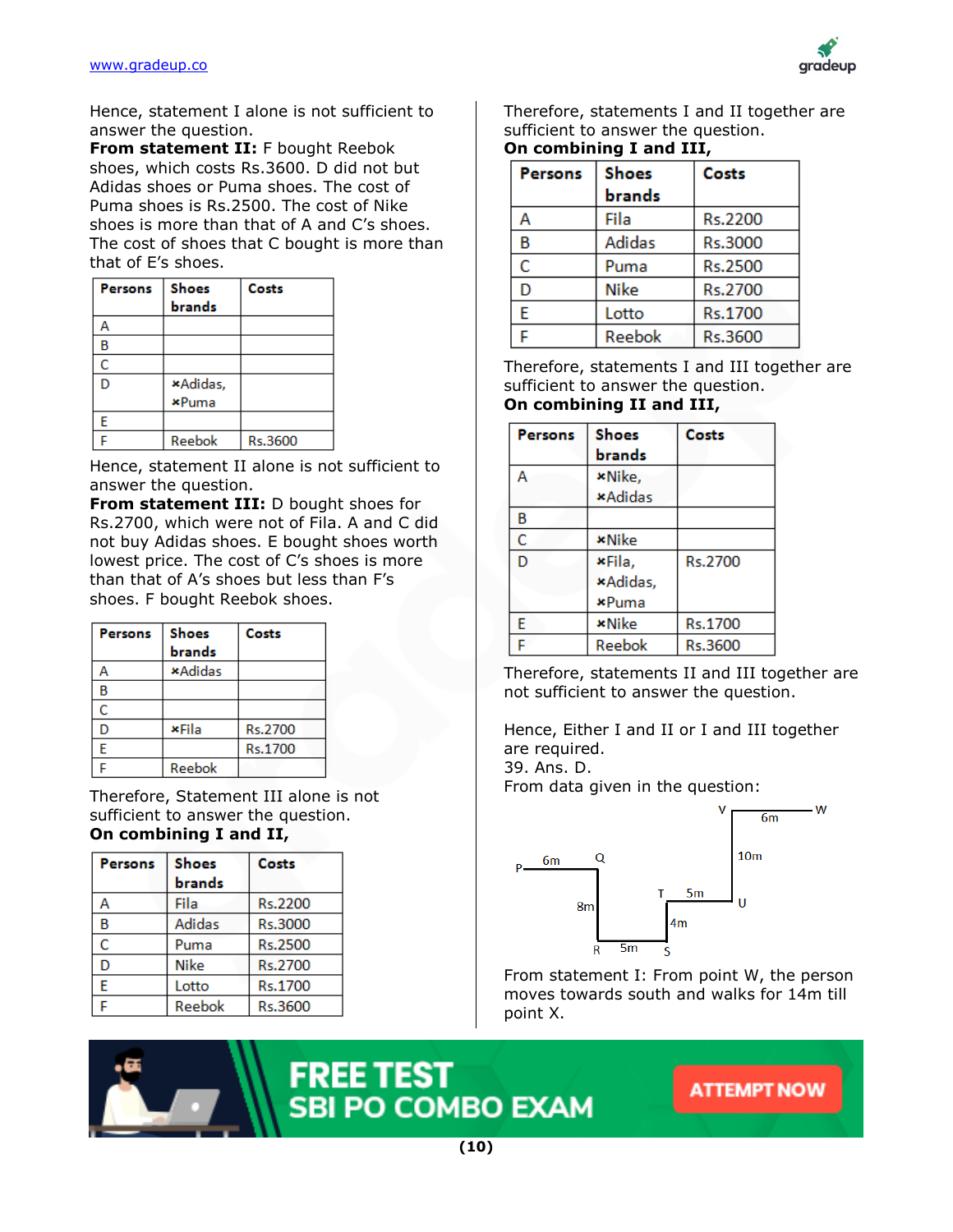Hence, statement I alone is not sufficient to answer the question.

**From statement II:** F bought Reebok shoes, which costs Rs.3600. D did not but Adidas shoes or Puma shoes. The cost of Puma shoes is Rs.2500. The cost of Nike shoes is more than that of A and C's shoes. The cost of shoes that C bought is more than that of E's shoes.

| Persons | Shoes brands | Costs |
|---|---|---|
| A | | |
| B | | |
| C | | |
| D | ×Adidas, ×Puma | |
| E | | |
| F | Reebok | Rs.3600 |

Hence, statement II alone is not sufficient to answer the question.

**From statement III:** D bought shoes for Rs.2700, which were not of Fila. A and C did not buy Adidas shoes. E bought shoes worth lowest price. The cost of C's shoes is more than that of A's shoes but less than F's shoes. F bought Reebok shoes.

| Persons | Shoes brands | Costs |
|---|---|---|
| A | ×Adidas | |
| B | | |
| C | | |
| D | ×Fila | Rs.2700 |
| E | | Rs.1700 |
| F | Reebok | |

Therefore, Statement III alone is not sufficient to answer the question.

**On combining I and II,**

| Persons | Shoes brands | Costs |
|---|---|---|
| A | Fila | Rs.2200 |
| B | Adidas | Rs.3000 |
| C | Puma | Rs.2500 |
| D | Nike | Rs.2700 |
| E | Lotto | Rs.1700 |
| F | Reebok | Rs.3600 |

Therefore, statements I and II together are sufficient to answer the question.

**On combining I and III,**

| Persons | Shoes brands | Costs |
|---|---|---|
| A | Fila | Rs.2200 |
| B | Adidas | Rs.3000 |
| C | Puma | Rs.2500 |
| D | Nike | Rs.2700 |
| E | Lotto | Rs.1700 |
| F | Reebok | Rs.3600 |

Therefore, statements I and III together are sufficient to answer the question.

**On combining II and III,**

| Persons | Shoes brands | Costs |
|---|---|---|
| A | ×Nike, ×Adidas | |
| B | | |
| C | ×Nike | |
| D | ×Fila, ×Adidas, ×Puma | Rs.2700 |
| E | ×Nike | Rs.1700 |
| F | Reebok | Rs.3600 |

Therefore, statements II and III together are not sufficient to answer the question.

Hence, Either I and II or I and III together are required.

39. Ans. D.

From data given in the question:

P —6m— Q, Q —8m— R, R —5m— S, S —4m— T, T —5m— U, U —10m— V, V —6m— W

From statement I: From point W, the person moves towards south and walks for 14m till point X.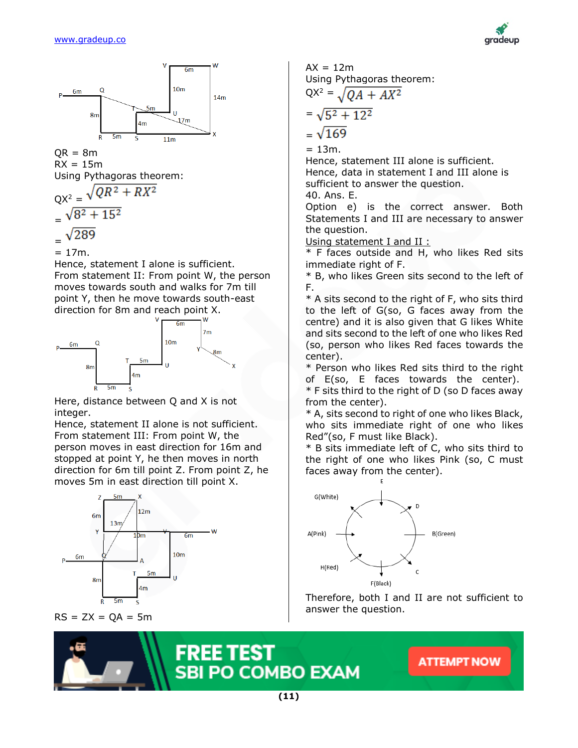QR = 8m

RX = 15m

Using Pythagoras theorem:

$QX^2 = \sqrt{QR^2 + RX^2}$

$= \sqrt{8^2 + 15^2}$

$= \sqrt{289}$

= 17m.

Hence, statement I alone is sufficient.

From statement II: From point W, the person moves towards south and walks for 7m till point Y, then he move towards south-east direction for 8m and reach point X.

Here, distance between Q and X is not integer.

Hence, statement II alone is not sufficient.

From statement III: From point W, the person moves in east direction for 16m and stopped at point Y, he then moves in north direction for 6m till point Z. From point Z, he moves 5m in east direction till point X.

RS = ZX = QA = 5m

AX = 12m

Using Pythagoras theorem:

$QX^2 = \sqrt{QA + AX^2}$

$= \sqrt{5^2 + 12^2}$

$= \sqrt{169}$

= 13m.

Hence, statement III alone is sufficient.

Hence, data in statement I and III alone is sufficient to answer the question.

40. Ans. E.

Option e) is the correct answer. Both Statements I and III are necessary to answer the question.

Using statement I and II :

* F faces outside and H, who likes Red sits immediate right of F.

* B, who likes Green sits second to the left of F.

* A sits second to the right of F, who sits third to the left of G(so, G faces away from the centre) and it is also given that G likes White and sits second to the left of one who likes Red (so, person who likes Red faces towards the center).

* Person who likes Red sits third to the right of E(so, E faces towards the center).

* F sits third to the right of D (so D faces away from the center).

* A, sits second to right of one who likes Black, who sits immediate right of one who likes Red"(so, F must like Black).

* B sits immediate left of C, who sits third to the right of one who likes Pink (so, C must faces away from the center).

Therefore, both I and II are not sufficient to answer the question.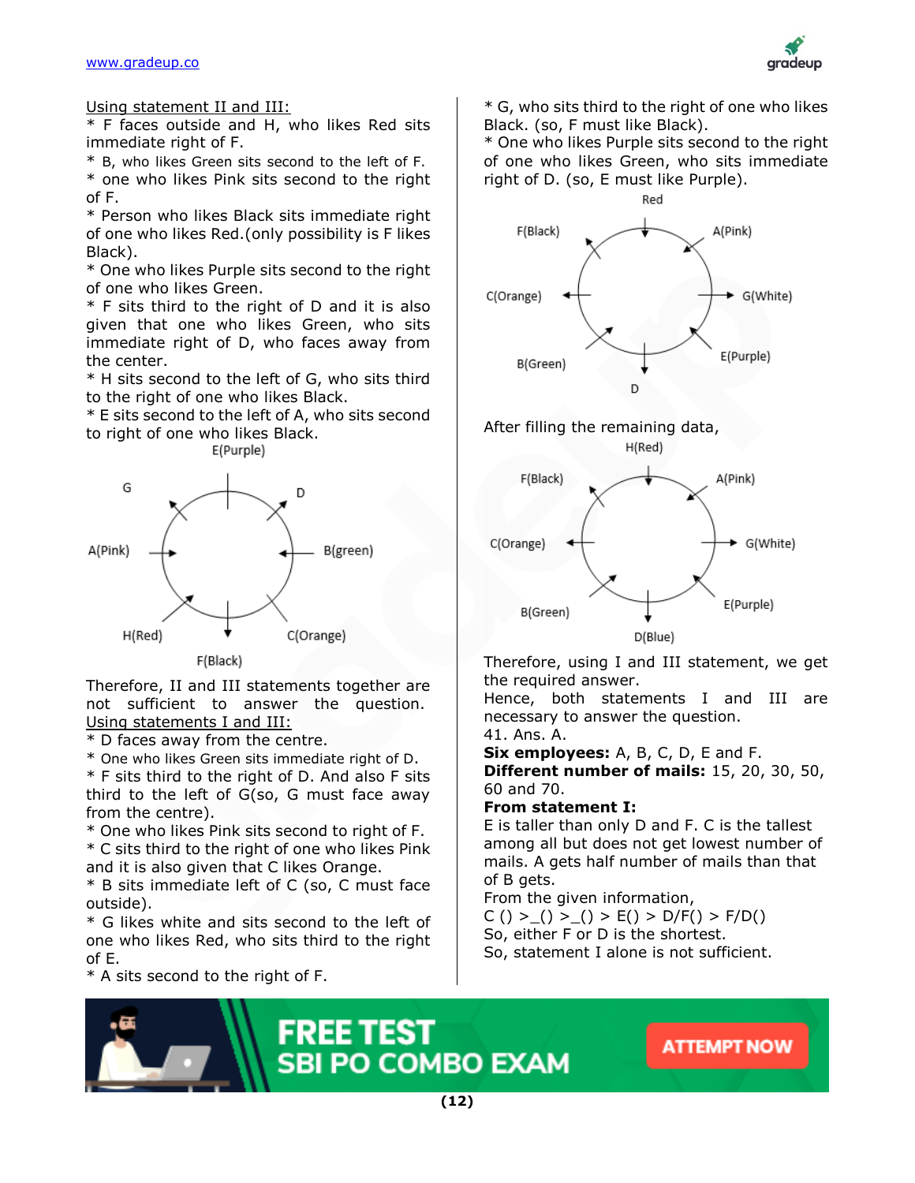Using statement II and III:

* F faces outside and H, who likes Red sits immediate right of F.
* B, who likes Green sits second to the left of F.
* one who likes Pink sits second to the right of F.
* Person who likes Black sits immediate right of one who likes Red.(only possibility is F likes Black).
* One who likes Purple sits second to the right of one who likes Green.
* F sits third to the right of D and it is also given that one who likes Green, who sits immediate right of D, who faces away from the center.
* H sits second to the left of G, who sits third to the right of one who likes Black.
* E sits second to the left of A, who sits second to right of one who likes Black.

E(Purple), D, B(green), C(Orange), F(Black), H(Red), A(Pink), G

Therefore, II and III statements together are not sufficient to answer the question.

Using statements I and III:

* D faces away from the centre.
* One who likes Green sits immediate right of D.
* F sits third to the right of D. And also F sits third to the left of G(so, G must face away from the centre).
* One who likes Pink sits second to right of F.
* C sits third to the right of one who likes Pink and it is also given that C likes Orange.
* B sits immediate left of C (so, C must face outside).
* G likes white and sits second to the left of one who likes Red, who sits third to the right of E.
* A sits second to the right of F.
* G, who sits third to the right of one who likes Black. (so, F must like Black).
* One who likes Purple sits second to the right of one who likes Green, who sits immediate right of D. (so, E must like Purple).

Red, A(Pink), G(White), E(Purple), D, B(Green), C(Orange), F(Black)

After filling the remaining data,

H(Red), A(Pink), G(White), E(Purple), D(Blue), B(Green), C(Orange), F(Black)

Therefore, using I and III statement, we get the required answer.

Hence, both statements I and III are necessary to answer the question.

41. Ans. A.

**Six employees:** A, B, C, D, E and F.

**Different number of mails:** 15, 20, 30, 50, 60 and 70.

**From statement I:**

E is taller than only D and F. C is the tallest among all but does not get lowest number of mails. A gets half number of mails than that of B gets.

From the given information,

C () >_() >_() > E() > D/F() > F/D()

So, either F or D is the shortest.

So, statement I alone is not sufficient.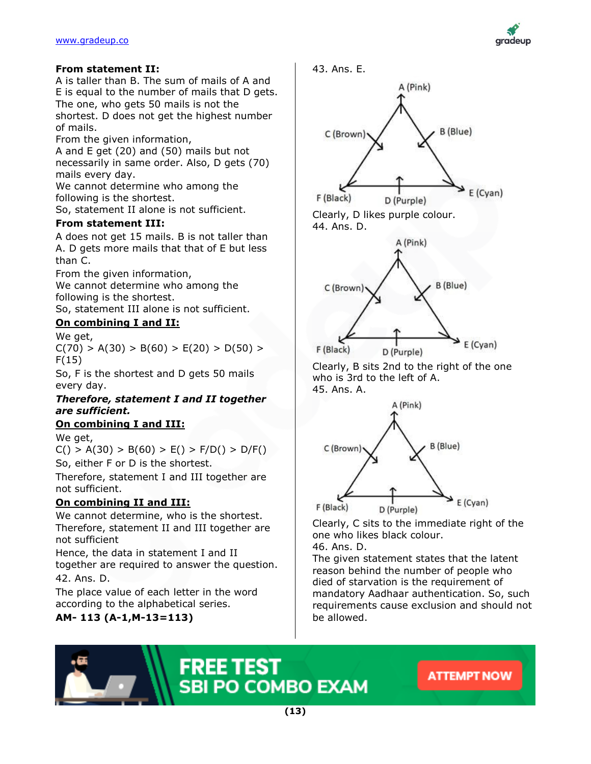**From statement II:**

A is taller than B. The sum of mails of A and E is equal to the number of mails that D gets. The one, who gets 50 mails is not the shortest. D does not get the highest number of mails.

From the given information,

A and E get (20) and (50) mails but not necessarily in same order. Also, D gets (70) mails every day.

We cannot determine who among the following is the shortest.

So, statement II alone is not sufficient.

**From statement III:**

A does not get 15 mails. B is not taller than A. D gets more mails that that of E but less than C.

From the given information,

We cannot determine who among the following is the shortest.

So, statement III alone is not sufficient.

**On combining I and II:**

We get,

C(70) > A(30) > B(60) > E(20) > D(50) > F(15)

So, F is the shortest and D gets 50 mails every day.

***Therefore, statement I and II together are sufficient.***

**On combining I and III:**

We get,

C() > A(30) > B(60) > E() > F/D() > D/F()

So, either F or D is the shortest.

Therefore, statement I and III together are not sufficient.

**On combining II and III:**

We cannot determine, who is the shortest. Therefore, statement II and III together are not sufficient

Hence, the data in statement I and II together are required to answer the question.

42. Ans. D.

The place value of each letter in the word according to the alphabetical series.

**AM- 113 (A-1,M-13=113)**

43. Ans. E.

A (Pink), B (Blue), E (Cyan), D (Purple), F (Black), C (Brown)

Clearly, D likes purple colour.

44. Ans. D.

A (Pink), B (Blue), E (Cyan), D (Purple), F (Black), C (Brown)

Clearly, B sits 2nd to the right of the one who is 3rd to the left of A.

45. Ans. A.

A (Pink), B (Blue), E (Cyan), D (Purple), F (Black), C (Brown)

Clearly, C sits to the immediate right of the one who likes black colour.

46. Ans. D.

The given statement states that the latent reason behind the number of people who died of starvation is the requirement of mandatory Aadhaar authentication. So, such requirements cause exclusion and should not be allowed.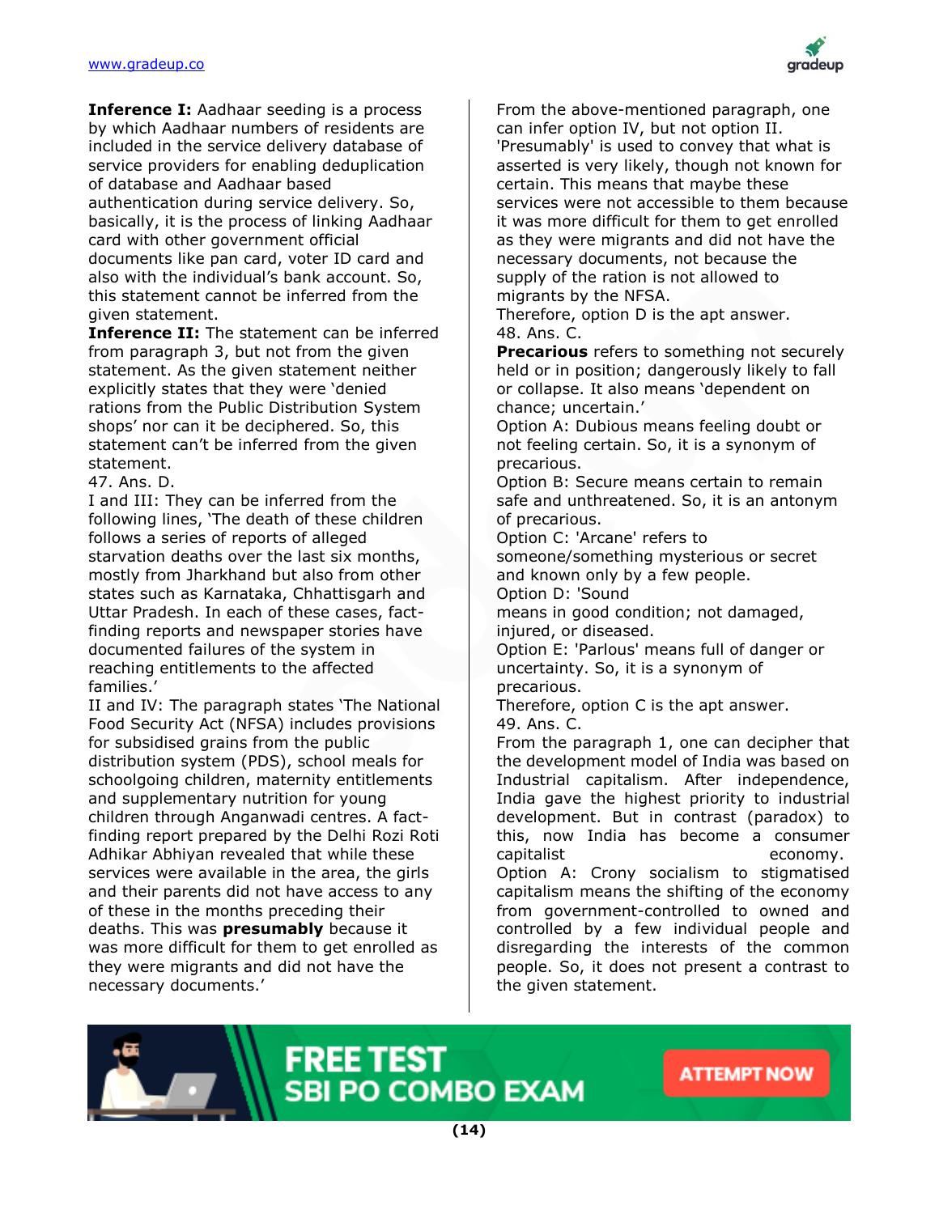**Inference I:** Aadhaar seeding is a process by which Aadhaar numbers of residents are included in the service delivery database of service providers for enabling deduplication of database and Aadhaar based authentication during service delivery. So, basically, it is the process of linking Aadhaar card with other government official documents like pan card, voter ID card and also with the individual's bank account. So, this statement cannot be inferred from the given statement.

**Inference II:** The statement can be inferred from paragraph 3, but not from the given statement. As the given statement neither explicitly states that they were 'denied rations from the Public Distribution System shops' nor can it be deciphered. So, this statement can't be inferred from the given statement.

47. Ans. D.

I and III: They can be inferred from the following lines, 'The death of these children follows a series of reports of alleged starvation deaths over the last six months, mostly from Jharkhand but also from other states such as Karnataka, Chhattisgarh and Uttar Pradesh. In each of these cases, fact-finding reports and newspaper stories have documented failures of the system in reaching entitlements to the affected families.'

II and IV: The paragraph states 'The National Food Security Act (NFSA) includes provisions for subsidised grains from the public distribution system (PDS), school meals for schoolgoing children, maternity entitlements and supplementary nutrition for young children through Anganwadi centres. A fact-finding report prepared by the Delhi Rozi Roti Adhikar Abhiyan revealed that while these services were available in the area, the girls and their parents did not have access to any of these in the months preceding their deaths. This was **presumably** because it was more difficult for them to get enrolled as they were migrants and did not have the necessary documents.'

From the above-mentioned paragraph, one can infer option IV, but not option II. 'Presumably' is used to convey that what is asserted is very likely, though not known for certain. This means that maybe these services were not accessible to them because it was more difficult for them to get enrolled as they were migrants and did not have the necessary documents, not because the supply of the ration is not allowed to migrants by the NFSA.

Therefore, option D is the apt answer.

48. Ans. C.

**Precarious** refers to something not securely held or in position; dangerously likely to fall or collapse. It also means 'dependent on chance; uncertain.'

Option A: Dubious means feeling doubt or not feeling certain. So, it is a synonym of precarious.

Option B: Secure means certain to remain safe and unthreatened. So, it is an antonym of precarious.

Option C: 'Arcane' refers to someone/something mysterious or secret and known only by a few people.

Option D: 'Sound means in good condition; not damaged, injured, or diseased.

Option E: 'Parlous' means full of danger or uncertainty. So, it is a synonym of precarious.

Therefore, option C is the apt answer.

49. Ans. C.

From the paragraph 1, one can decipher that the development model of India was based on Industrial capitalism. After independence, India gave the highest priority to industrial development. But in contrast (paradox) to this, now India has become a consumer capitalist economy.

Option A: Crony socialism to stigmatised capitalism means the shifting of the economy from government-controlled to owned and controlled by a few individual people and disregarding the interests of the common people. So, it does not present a contrast to the given statement.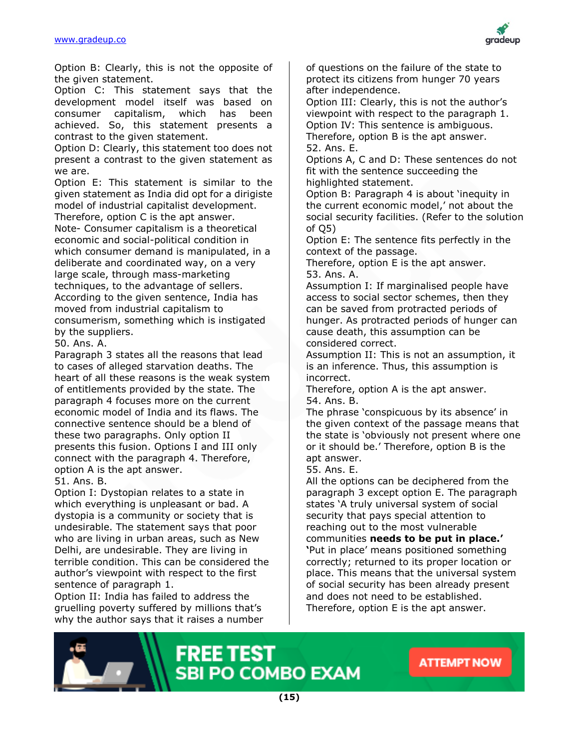Option B: Clearly, this is not the opposite of the given statement.

Option C: This statement says that the development model itself was based on consumer capitalism, which has been achieved. So, this statement presents a contrast to the given statement.

Option D: Clearly, this statement too does not present a contrast to the given statement as we are.

Option E: This statement is similar to the given statement as India did opt for a dirigiste model of industrial capitalist development.

Therefore, option C is the apt answer.

Note- Consumer capitalism is a theoretical economic and social-political condition in which consumer demand is manipulated, in a deliberate and coordinated way, on a very large scale, through mass-marketing techniques, to the advantage of sellers. According to the given sentence, India has moved from industrial capitalism to consumerism, something which is instigated by the suppliers.

50. Ans. A.

Paragraph 3 states all the reasons that lead to cases of alleged starvation deaths. The heart of all these reasons is the weak system of entitlements provided by the state. The paragraph 4 focuses more on the current economic model of India and its flaws. The connective sentence should be a blend of these two paragraphs. Only option II presents this fusion. Options I and III only connect with the paragraph 4. Therefore, option A is the apt answer.

51. Ans. B.

Option I: Dystopian relates to a state in which everything is unpleasant or bad. A dystopia is a community or society that is undesirable. The statement says that poor who are living in urban areas, such as New Delhi, are undesirable. They are living in terrible condition. This can be considered the author's viewpoint with respect to the first sentence of paragraph 1.

Option II: India has failed to address the gruelling poverty suffered by millions that's why the author says that it raises a number of questions on the failure of the state to protect its citizens from hunger 70 years after independence.

Option III: Clearly, this is not the author's viewpoint with respect to the paragraph 1.

Option IV: This sentence is ambiguous.

Therefore, option B is the apt answer.

52. Ans. E.

Options A, C and D: These sentences do not fit with the sentence succeeding the highlighted statement.

Option B: Paragraph 4 is about 'inequity in the current economic model,' not about the social security facilities. (Refer to the solution of Q5)

Option E: The sentence fits perfectly in the context of the passage.

Therefore, option E is the apt answer.

53. Ans. A.

Assumption I: If marginalised people have access to social sector schemes, then they can be saved from protracted periods of hunger. As protracted periods of hunger can cause death, this assumption can be considered correct.

Assumption II: This is not an assumption, it is an inference. Thus, this assumption is incorrect.

Therefore, option A is the apt answer.

54. Ans. B.

The phrase 'conspicuous by its absence' in the given context of the passage means that the state is 'obviously not present where one or it should be.' Therefore, option B is the apt answer.

55. Ans. E.

All the options can be deciphered from the paragraph 3 except option E. The paragraph states 'A truly universal system of social security that pays special attention to reaching out to the most vulnerable communities **needs to be put in place.'**

**'**Put in place' means positioned something correctly; returned to its proper location or place. This means that the universal system of social security has been already present and does not need to be established.

Therefore, option E is the apt answer.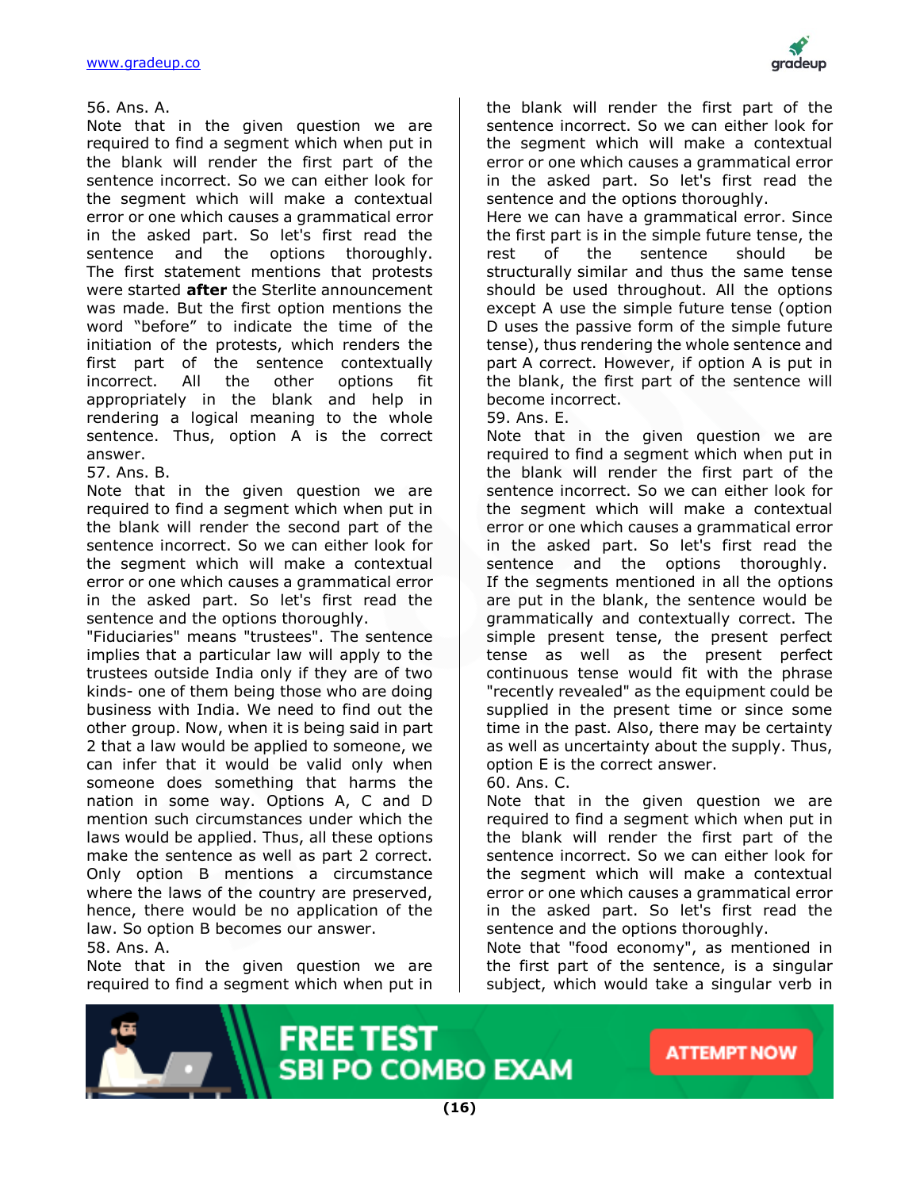56. Ans. A.

Note that in the given question we are required to find a segment which when put in the blank will render the first part of the sentence incorrect. So we can either look for the segment which will make a contextual error or one which causes a grammatical error in the asked part. So let's first read the sentence and the options thoroughly. The first statement mentions that protests were started **after** the Sterlite announcement was made. But the first option mentions the word "before" to indicate the time of the initiation of the protests, which renders the first part of the sentence contextually incorrect. All the other options fit appropriately in the blank and help in rendering a logical meaning to the whole sentence. Thus, option A is the correct answer.

57. Ans. B.

Note that in the given question we are required to find a segment which when put in the blank will render the second part of the sentence incorrect. So we can either look for the segment which will make a contextual error or one which causes a grammatical error in the asked part. So let's first read the sentence and the options thoroughly.

"Fiduciaries" means "trustees". The sentence implies that a particular law will apply to the trustees outside India only if they are of two kinds- one of them being those who are doing business with India. We need to find out the other group. Now, when it is being said in part 2 that a law would be applied to someone, we can infer that it would be valid only when someone does something that harms the nation in some way. Options A, C and D mention such circumstances under which the laws would be applied. Thus, all these options make the sentence as well as part 2 correct. Only option B mentions a circumstance where the laws of the country are preserved, hence, there would be no application of the law. So option B becomes our answer.

58. Ans. A.

Note that in the given question we are required to find a segment which when put in the blank will render the first part of the sentence incorrect. So we can either look for the segment which will make a contextual error or one which causes a grammatical error in the asked part. So let's first read the sentence and the options thoroughly.

Here we can have a grammatical error. Since the first part is in the simple future tense, the rest of the sentence should be structurally similar and thus the same tense should be used throughout. All the options except A use the simple future tense (option D uses the passive form of the simple future tense), thus rendering the whole sentence and part A correct. However, if option A is put in the blank, the first part of the sentence will become incorrect.

59. Ans. E.

Note that in the given question we are required to find a segment which when put in the blank will render the first part of the sentence incorrect. So we can either look for the segment which will make a contextual error or one which causes a grammatical error in the asked part. So let's first read the sentence and the options thoroughly.

If the segments mentioned in all the options are put in the blank, the sentence would be grammatically and contextually correct. The simple present tense, the present perfect tense as well as the present perfect continuous tense would fit with the phrase "recently revealed" as the equipment could be supplied in the present time or since some time in the past. Also, there may be certainty as well as uncertainty about the supply. Thus, option E is the correct answer.

60. Ans. C.

Note that in the given question we are required to find a segment which when put in the blank will render the first part of the sentence incorrect. So we can either look for the segment which will make a contextual error or one which causes a grammatical error in the asked part. So let's first read the sentence and the options thoroughly.

Note that "food economy", as mentioned in the first part of the sentence, is a singular subject, which would take a singular verb in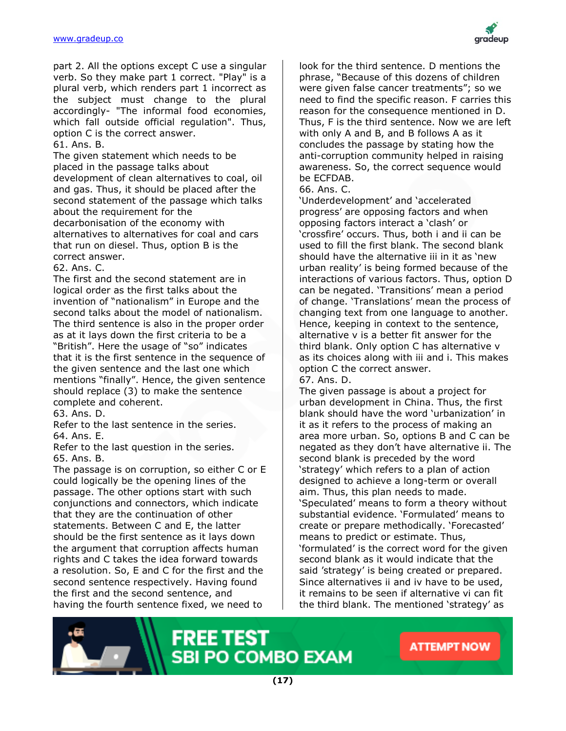part 2. All the options except C use a singular verb. So they make part 1 correct. "Play" is a plural verb, which renders part 1 incorrect as the subject must change to the plural accordingly- "The informal food economies, which fall outside official regulation". Thus, option C is the correct answer.

61. Ans. B.

The given statement which needs to be placed in the passage talks about development of clean alternatives to coal, oil and gas. Thus, it should be placed after the second statement of the passage which talks about the requirement for the decarbonisation of the economy with alternatives to alternatives for coal and cars that run on diesel. Thus, option B is the correct answer.

62. Ans. C.

The first and the second statement are in logical order as the first talks about the invention of "nationalism" in Europe and the second talks about the model of nationalism. The third sentence is also in the proper order as at it lays down the first criteria to be a "British". Here the usage of "so" indicates that it is the first sentence in the sequence of the given sentence and the last one which mentions "finally". Hence, the given sentence should replace (3) to make the sentence complete and coherent.

63. Ans. D.

Refer to the last sentence in the series.

64. Ans. E.

Refer to the last question in the series.

65. Ans. B.

The passage is on corruption, so either C or E could logically be the opening lines of the passage. The other options start with such conjunctions and connectors, which indicate that they are the continuation of other statements. Between C and E, the latter should be the first sentence as it lays down the argument that corruption affects human rights and C takes the idea forward towards a resolution. So, E and C for the first and the second sentence respectively. Having found the first and the second sentence, and having the fourth sentence fixed, we need to look for the third sentence. D mentions the phrase, "Because of this dozens of children were given false cancer treatments"; so we need to find the specific reason. F carries this reason for the consequence mentioned in D. Thus, F is the third sentence. Now we are left with only A and B, and B follows A as it concludes the passage by stating how the anti-corruption community helped in raising awareness. So, the correct sequence would be ECFDAB.

66. Ans. C.

'Underdevelopment' and 'accelerated progress' are opposing factors and when opposing factors interact a 'clash' or 'crossfire' occurs. Thus, both i and ii can be used to fill the first blank. The second blank should have the alternative iii in it as 'new urban reality' is being formed because of the interactions of various factors. Thus, option D can be negated. 'Transitions' mean a period of change. 'Translations' mean the process of changing text from one language to another. Hence, keeping in context to the sentence, alternative v is a better fit answer for the third blank. Only option C has alternative v as its choices along with iii and i. This makes option C the correct answer.

67. Ans. D.

The given passage is about a project for urban development in China. Thus, the first blank should have the word 'urbanization' in it as it refers to the process of making an area more urban. So, options B and C can be negated as they don't have alternative ii. The second blank is preceded by the word 'strategy' which refers to a plan of action designed to achieve a long-term or overall aim. Thus, this plan needs to made. 'Speculated' means to form a theory without substantial evidence. 'Formulated' means to create or prepare methodically. 'Forecasted' means to predict or estimate. Thus, 'formulated' is the correct word for the given second blank as it would indicate that the said 'strategy' is being created or prepared. Since alternatives ii and iv have to be used, it remains to be seen if alternative vi can fit the third blank. The mentioned 'strategy' as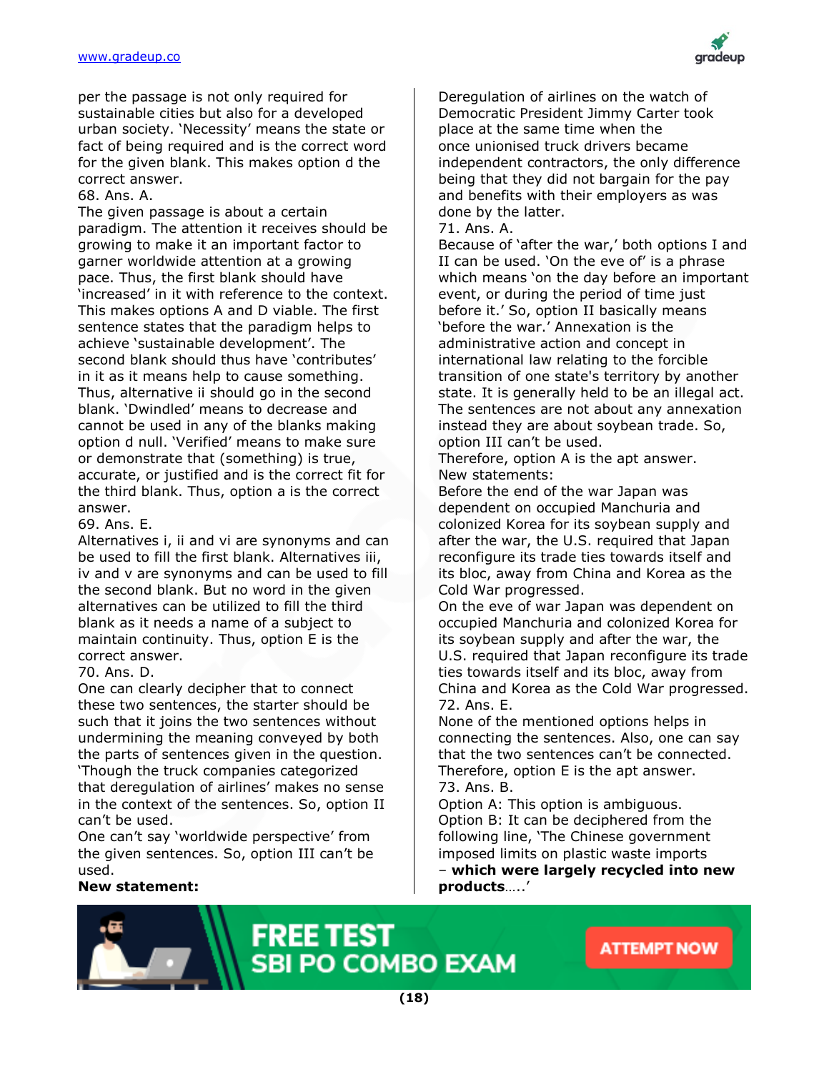per the passage is not only required for sustainable cities but also for a developed urban society. 'Necessity' means the state or fact of being required and is the correct word for the given blank. This makes option d the correct answer.

68. Ans. A.

The given passage is about a certain paradigm. The attention it receives should be growing to make it an important factor to garner worldwide attention at a growing pace. Thus, the first blank should have 'increased' in it with reference to the context. This makes options A and D viable. The first sentence states that the paradigm helps to achieve 'sustainable development'. The second blank should thus have 'contributes' in it as it means help to cause something. Thus, alternative ii should go in the second blank. 'Dwindled' means to decrease and cannot be used in any of the blanks making option d null. 'Verified' means to make sure or demonstrate that (something) is true, accurate, or justified and is the correct fit for the third blank. Thus, option a is the correct answer.

69. Ans. E.

Alternatives i, ii and vi are synonyms and can be used to fill the first blank. Alternatives iii, iv and v are synonyms and can be used to fill the second blank. But no word in the given alternatives can be utilized to fill the third blank as it needs a name of a subject to maintain continuity. Thus, option E is the correct answer.

70. Ans. D.

One can clearly decipher that to connect these two sentences, the starter should be such that it joins the two sentences without undermining the meaning conveyed by both the parts of sentences given in the question. 'Though the truck companies categorized that deregulation of airlines' makes no sense in the context of the sentences. So, option II can't be used.

One can't say 'worldwide perspective' from the given sentences. So, option III can't be used.

**New statement:**

Deregulation of airlines on the watch of Democratic President Jimmy Carter took place at the same time when the once unionised truck drivers became independent contractors, the only difference being that they did not bargain for the pay and benefits with their employers as was done by the latter.

71. Ans. A.

Because of 'after the war,' both options I and II can be used. 'On the eve of' is a phrase which means 'on the day before an important event, or during the period of time just before it.' So, option II basically means 'before the war.' Annexation is the administrative action and concept in international law relating to the forcible transition of one state's territory by another state. It is generally held to be an illegal act. The sentences are not about any annexation instead they are about soybean trade. So, option III can't be used.

Therefore, option A is the apt answer.

New statements:

Before the end of the war Japan was dependent on occupied Manchuria and colonized Korea for its soybean supply and after the war, the U.S. required that Japan reconfigure its trade ties towards itself and its bloc, away from China and Korea as the Cold War progressed.

On the eve of war Japan was dependent on occupied Manchuria and colonized Korea for its soybean supply and after the war, the U.S. required that Japan reconfigure its trade ties towards itself and its bloc, away from China and Korea as the Cold War progressed.

72. Ans. E.

None of the mentioned options helps in connecting the sentences. Also, one can say that the two sentences can't be connected. Therefore, option E is the apt answer.

73. Ans. B.

Option A: This option is ambiguous.

Option B: It can be deciphered from the following line, 'The Chinese government imposed limits on plastic waste imports – **which were largely recycled into new products**…..'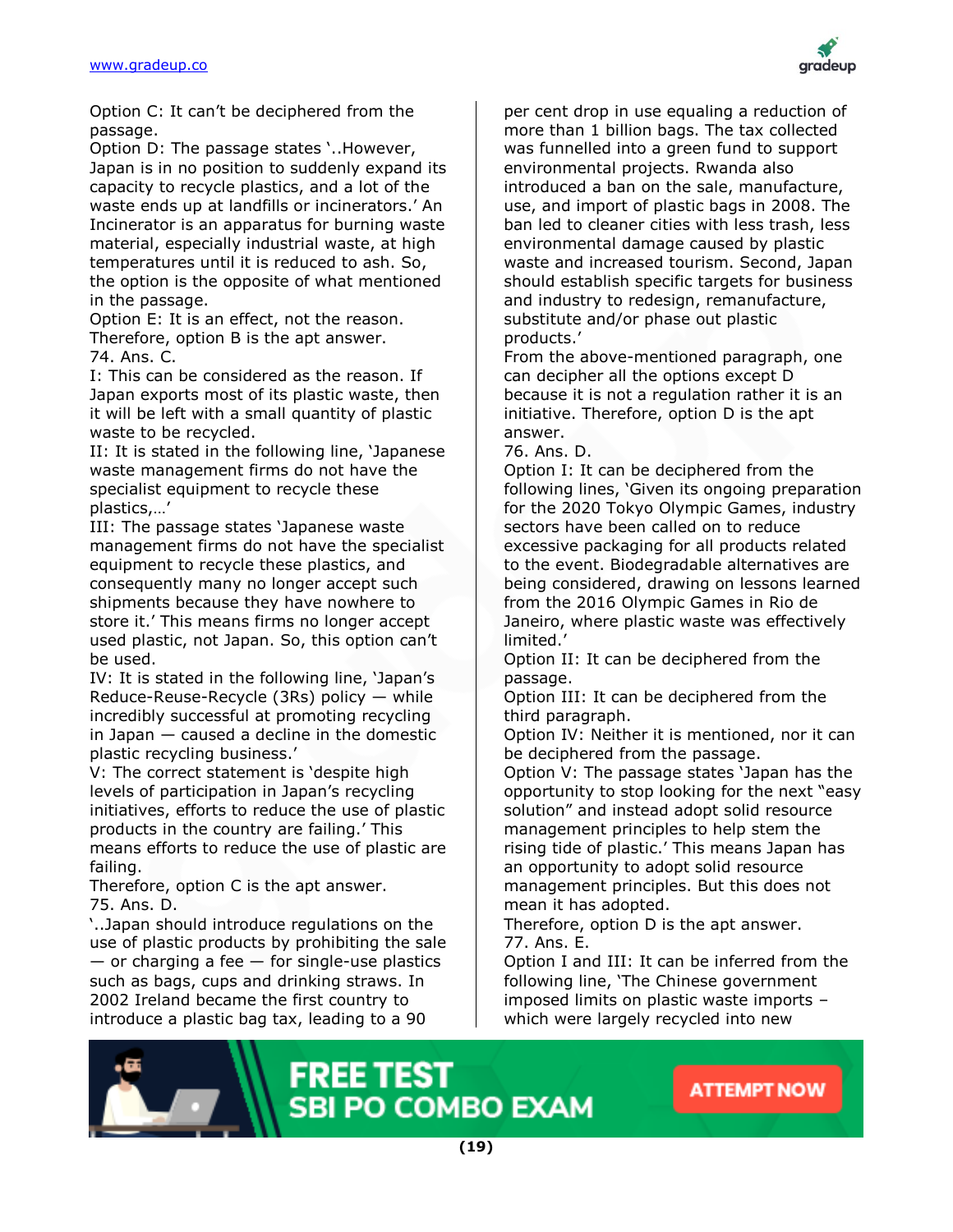Option C: It can't be deciphered from the passage.
Option D: The passage states '..However, Japan is in no position to suddenly expand its capacity to recycle plastics, and a lot of the waste ends up at landfills or incinerators.' An Incinerator is an apparatus for burning waste material, especially industrial waste, at high temperatures until it is reduced to ash. So, the option is the opposite of what mentioned in the passage.
Option E: It is an effect, not the reason.
Therefore, option B is the apt answer.
74. Ans. C.
I: This can be considered as the reason. If Japan exports most of its plastic waste, then it will be left with a small quantity of plastic waste to be recycled.
II: It is stated in the following line, 'Japanese waste management firms do not have the specialist equipment to recycle these plastics,…'
III: The passage states 'Japanese waste management firms do not have the specialist equipment to recycle these plastics, and consequently many no longer accept such shipments because they have nowhere to store it.' This means firms no longer accept used plastic, not Japan. So, this option can't be used.
IV: It is stated in the following line, 'Japan's Reduce-Reuse-Recycle (3Rs) policy — while incredibly successful at promoting recycling in Japan — caused a decline in the domestic plastic recycling business.'
V: The correct statement is 'despite high levels of participation in Japan's recycling initiatives, efforts to reduce the use of plastic products in the country are failing.' This means efforts to reduce the use of plastic are failing.
Therefore, option C is the apt answer.
75. Ans. D.
'..Japan should introduce regulations on the use of plastic products by prohibiting the sale — or charging a fee — for single-use plastics such as bags, cups and drinking straws. In 2002 Ireland became the first country to introduce a plastic bag tax, leading to a 90 per cent drop in use equaling a reduction of more than 1 billion bags. The tax collected was funnelled into a green fund to support environmental projects. Rwanda also introduced a ban on the sale, manufacture, use, and import of plastic bags in 2008. The ban led to cleaner cities with less trash, less environmental damage caused by plastic waste and increased tourism. Second, Japan should establish specific targets for business and industry to redesign, remanufacture, substitute and/or phase out plastic products.'
From the above-mentioned paragraph, one can decipher all the options except D because it is not a regulation rather it is an initiative. Therefore, option D is the apt answer.
76. Ans. D.
Option I: It can be deciphered from the following lines, 'Given its ongoing preparation for the 2020 Tokyo Olympic Games, industry sectors have been called on to reduce excessive packaging for all products related to the event. Biodegradable alternatives are being considered, drawing on lessons learned from the 2016 Olympic Games in Rio de Janeiro, where plastic waste was effectively limited.'
Option II: It can be deciphered from the passage.
Option III: It can be deciphered from the third paragraph.
Option IV: Neither it is mentioned, nor it can be deciphered from the passage.
Option V: The passage states 'Japan has the opportunity to stop looking for the next "easy solution" and instead adopt solid resource management principles to help stem the rising tide of plastic.' This means Japan has an opportunity to adopt solid resource management principles. But this does not mean it has adopted.
Therefore, option D is the apt answer.
77. Ans. E.
Option I and III: It can be inferred from the following line, 'The Chinese government imposed limits on plastic waste imports – which were largely recycled into new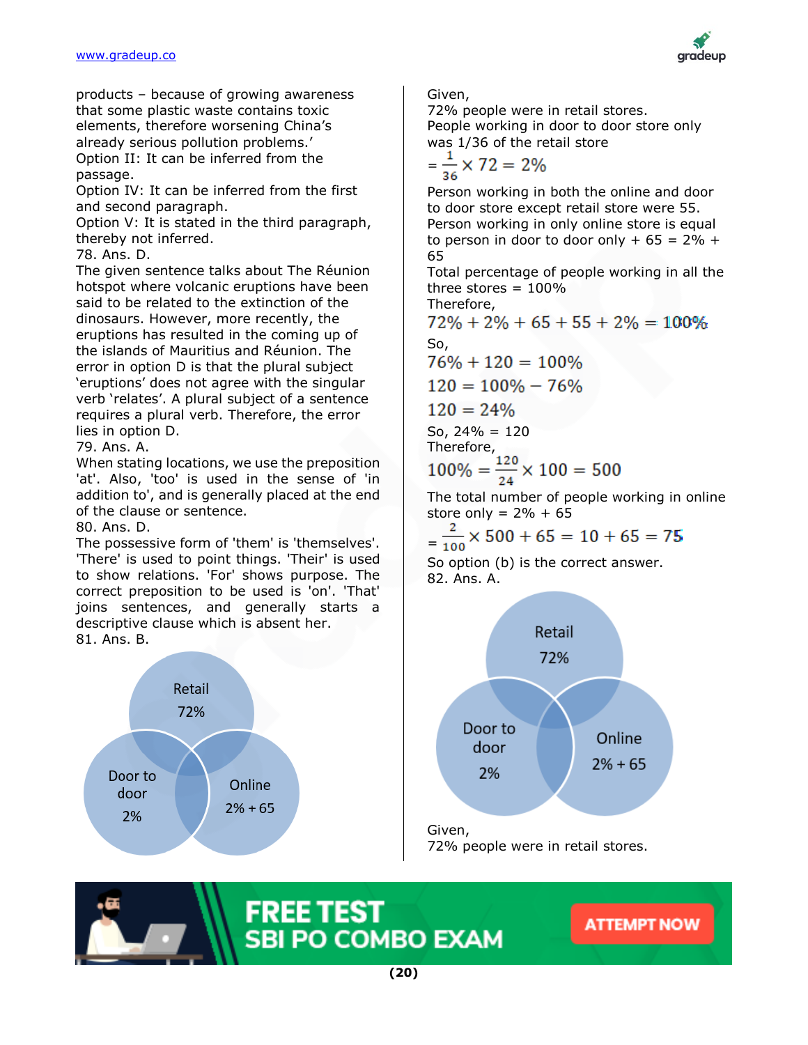products – because of growing awareness that some plastic waste contains toxic elements, therefore worsening China's already serious pollution problems.'

Option II: It can be inferred from the passage.

Option IV: It can be inferred from the first and second paragraph.

Option V: It is stated in the third paragraph, thereby not inferred.

78. Ans. D.

The given sentence talks about The Réunion hotspot where volcanic eruptions have been said to be related to the extinction of the dinosaurs. However, more recently, the eruptions has resulted in the coming up of the islands of Mauritius and Réunion. The error in option D is that the plural subject 'eruptions' does not agree with the singular verb 'relates'. A plural subject of a sentence requires a plural verb. Therefore, the error lies in option D.

79. Ans. A.

When stating locations, we use the preposition 'at'. Also, 'too' is used in the sense of 'in addition to', and is generally placed at the end of the clause or sentence.

80. Ans. D.

The possessive form of 'them' is 'themselves'. 'There' is used to point things. 'Their' is used to show relations. 'For' shows purpose. The correct preposition to be used is 'on'. 'That' joins sentences, and generally starts a descriptive clause which is absent her.

81. Ans. B.

Retail 72%
Door to door 2%
Online 2% + 65

Given,

72% people were in retail stores.

People working in door to door store only was 1/36 of the retail store

$= \frac{1}{36} \times 72 = 2\%$

Person working in both the online and door to door store except retail store were 55.

Person working in only online store is equal to person in door to door only + 65 = 2% + 65

Total percentage of people working in all the three stores = 100%

Therefore,

$$72\% + 2\% + 65 + 55 + 2\% = 100\%$$

So,

$$76\% + 120 = 100\%$$

$$120 = 100\% - 76\%$$

$$120 = 24\%$$

So, 24% = 120

Therefore,

$$100\% = \frac{120}{24} \times 100 = 500$$

The total number of people working in online store only = 2% + 65

$$= \frac{2}{100} \times 500 + 65 = 10 + 65 = 75$$

So option (b) is the correct answer.

82. Ans. A.

Retail 72%
Door to door 2%
Online 2% + 65

Given,

72% people were in retail stores.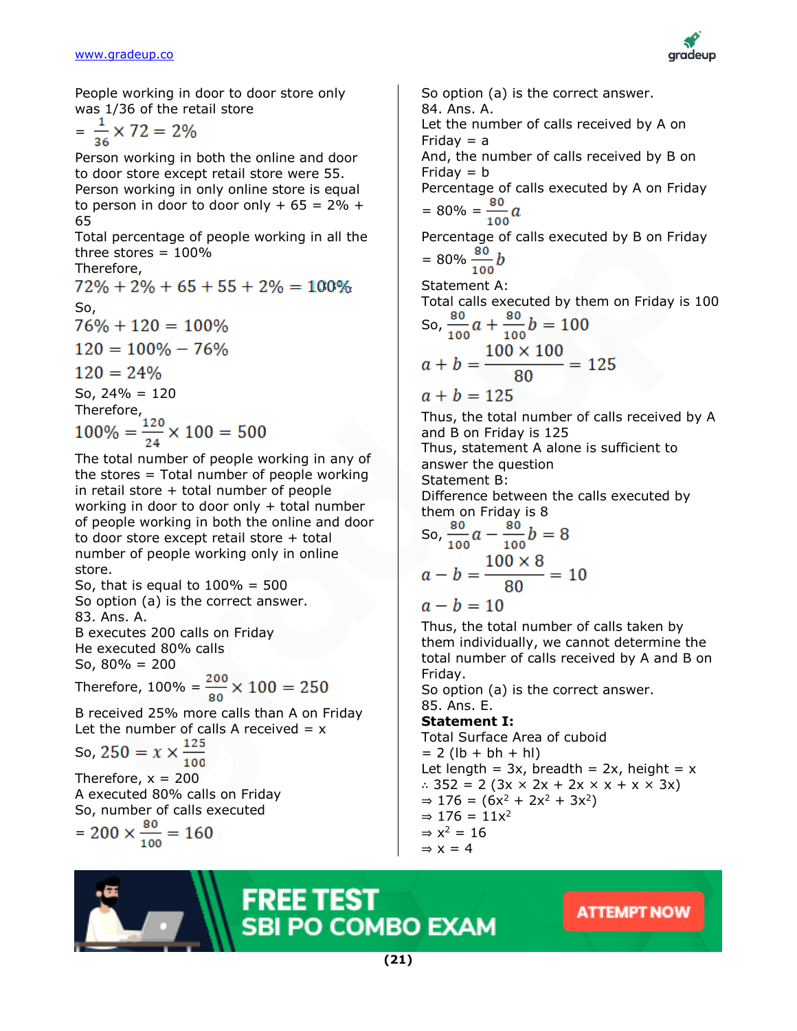People working in door to door store only was 1/36 of the retail store

$= \frac{1}{36} \times 72 = 2\%$

Person working in both the online and door to door store except retail store were 55.

Person working in only online store is equal to person in door to door only + 65 = 2% + 65

Total percentage of people working in all the three stores = 100%

Therefore,

$$72\% + 2\% + 65 + 55 + 2\% = 100\%$$

So,

$$76\% + 120 = 100\%$$

$$120 = 100\% - 76\%$$

$$120 = 24\%$$

So, 24% = 120

Therefore,

$$100\% = \frac{120}{24} \times 100 = 500$$

The total number of people working in any of the stores = Total number of people working in retail store + total number of people working in door to door only + total number of people working in both the online and door to door store except retail store + total number of people working only in online store.

So, that is equal to 100% = 500

So option (a) is the correct answer.

83. Ans. A.

B executes 200 calls on Friday

He executed 80% calls

So, 80% = 200

Therefore, $100\% = \frac{200}{80} \times 100 = 250$

B received 25% more calls than A on Friday

Let the number of calls A received = x

So, $250 = x \times \frac{125}{100}$

Therefore, x = 200

A executed 80% calls on Friday

So, number of calls executed

$= 200 \times \frac{80}{100} = 160$

So option (a) is the correct answer.

84. Ans. A.

Let the number of calls received by A on Friday = a

And, the number of calls received by B on Friday = b

Percentage of calls executed by A on Friday

$= 80\% = \frac{80}{100}a$

Percentage of calls executed by B on Friday

$= 80\% \frac{80}{100}b$

Statement A:

Total calls executed by them on Friday is 100

So, $\frac{80}{100}a + \frac{80}{100}b = 100$

$$a + b = \frac{100 \times 100}{80} = 125$$

$$a + b = 125$$

Thus, the total number of calls received by A and B on Friday is 125

Thus, statement A alone is sufficient to answer the question

Statement B:

Difference between the calls executed by them on Friday is 8

So, $\frac{80}{100}a - \frac{80}{100}b = 8$

$$a - b = \frac{100 \times 8}{80} = 10$$

$$a - b = 10$$

Thus, the total number of calls taken by them individually, we cannot determine the total number of calls received by A and B on Friday.

So option (a) is the correct answer.

85. Ans. E.

**Statement I:**

Total Surface Area of cuboid

= 2 (lb + bh + hl)

Let length = 3x, breadth = 2x, height = x

∴ 352 = 2 (3x × 2x + 2x × x + x × 3x)

⇒ 176 = ($6x^2 + 2x^2 + 3x^2$)

⇒ 176 = $11x^2$

⇒ $x^2$ = 16

⇒ x = 4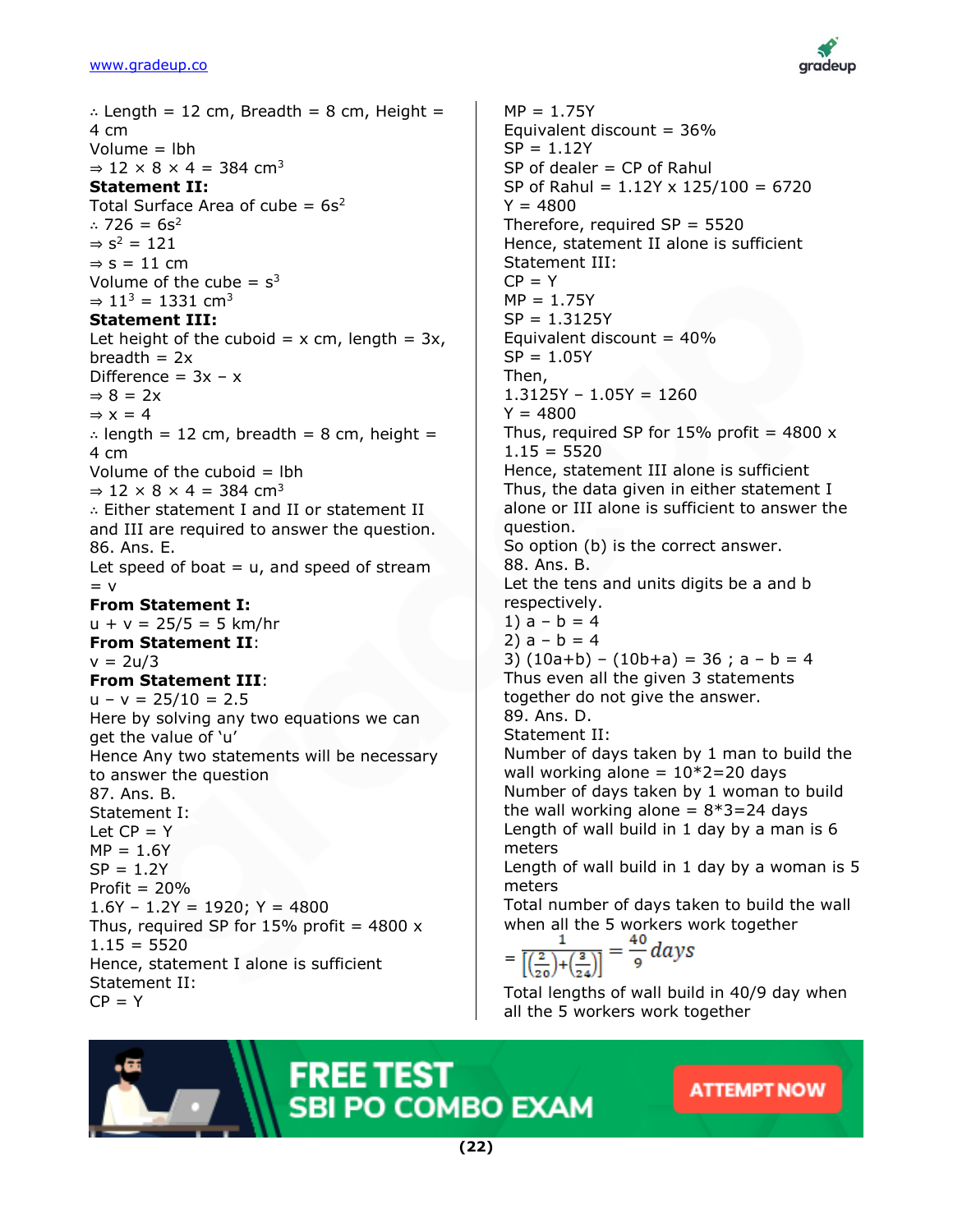∴ Length = 12 cm, Breadth = 8 cm, Height = 4 cm

Volume = lbh

⇒ 12 × 8 × 4 = 384 $cm^3$

**Statement II:**

Total Surface Area of cube = $6s^2$

∴ 726 = $6s^2$

⇒ $s^2$ = 121

⇒ s = 11 cm

Volume of the cube = $s^3$

⇒ $11^3$ = 1331 $cm^3$

**Statement III:**

Let height of the cuboid = x cm, length = 3x, breadth = 2x

Difference = 3x – x

⇒ 8 = 2x

⇒ x = 4

∴ length = 12 cm, breadth = 8 cm, height = 4 cm

Volume of the cuboid = lbh

⇒ 12 × 8 × 4 = 384 $cm^3$

∴ Either statement I and II or statement II and III are required to answer the question.

86. Ans. E.

Let speed of boat = u, and speed of stream = v

**From Statement I:**

u + v = 25/5 = 5 km/hr

**From Statement II**:

v = 2u/3

**From Statement III**:

u – v = 25/10 = 2.5

Here by solving any two equations we can get the value of 'u'

Hence Any two statements will be necessary to answer the question

87. Ans. B.

Statement I:

Let CP = Y

MP = 1.6Y

SP = 1.2Y

Profit = 20%

1.6Y – 1.2Y = 1920; Y = 4800

Thus, required SP for 15% profit = 4800 x 1.15 = 5520

Hence, statement I alone is sufficient

Statement II:

CP = Y

MP = 1.75Y

Equivalent discount = 36%

SP = 1.12Y

SP of dealer = CP of Rahul

SP of Rahul = 1.12Y x 125/100 = 6720

Y = 4800

Therefore, required SP = 5520

Hence, statement II alone is sufficient

Statement III:

CP = Y

MP = 1.75Y

SP = 1.3125Y

Equivalent discount = 40%

SP = 1.05Y

Then,

1.3125Y – 1.05Y = 1260

Y = 4800

Thus, required SP for 15% profit = 4800 x 1.15 = 5520

Hence, statement III alone is sufficient

Thus, the data given in either statement I alone or III alone is sufficient to answer the question.

So option (b) is the correct answer.

88. Ans. B.

Let the tens and units digits be a and b respectively.

1) a – b = 4

2) a – b = 4

3) (10a+b) – (10b+a) = 36 ; a – b = 4

Thus even all the given 3 statements together do not give the answer.

89. Ans. D.

Statement II:

Number of days taken by 1 man to build the wall working alone = 10*2=20 days

Number of days taken by 1 woman to build the wall working alone = 8*3=24 days

Length of wall build in 1 day by a man is 6 meters

Length of wall build in 1 day by a woman is 5 meters

Total number of days taken to build the wall when all the 5 workers work together

$$= \frac{1}{\left[\left(\frac{2}{20}\right)+\left(\frac{3}{24}\right)\right]} = \frac{40}{9} \, days$$

Total lengths of wall build in 40/9 day when all the 5 workers work together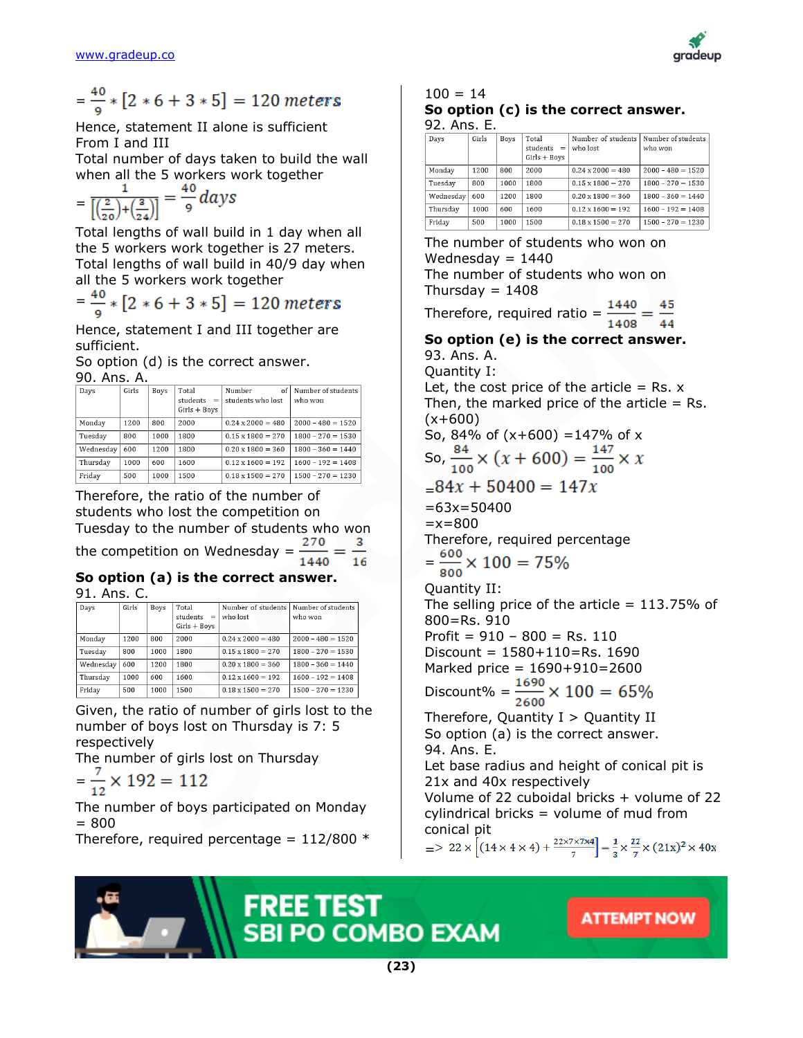$$= \frac{40}{9} * [2 * 6 + 3 * 5] = 120\ meters$$

Hence, statement II alone is sufficient
From I and III
Total number of days taken to build the wall when all the 5 workers work together

$$= \frac{1}{\left[\left(\frac{2}{20}\right)+\left(\frac{3}{24}\right)\right]} = \frac{40}{9}\ days$$

Total lengths of wall build in 1 day when all the 5 workers work together is 27 meters.
Total lengths of wall build in 40/9 day when all the 5 workers work together

$$= \frac{40}{9} * [2 * 6 + 3 * 5] = 120\ meters$$

Hence, statement I and III together are sufficient.
So option (d) is the correct answer.

90. Ans. A.

| Days | Girls | Boys | Total students = Girls + Boys | Number of students who lost | Number of students who won |
|---|---|---|---|---|---|
| Monday | 1200 | 800 | 2000 | 0.24 x 2000 = 480 | 2000 - 480 = 1520 |
| Tuesday | 800 | 1000 | 1800 | 0.15 x 1800 = 270 | 1800 - 270 = 1530 |
| Wednesday | 600 | 1200 | 1800 | 0.20 x 1800 = 360 | 1800 - 360 = 1440 |
| Thursday | 1000 | 600 | 1600 | 0.12 x 1600 = 192 | 1600 - 192 = 1408 |
| Friday | 500 | 1000 | 1500 | 0.18 x 1500 = 270 | 1500 - 270 = 1230 |

Therefore, the ratio of the number of students who lost the competition on Tuesday to the number of students who won the competition on Wednesday $= \frac{270}{1440} = \frac{3}{16}$

**So option (a) is the correct answer.**

91. Ans. C.

| Days | Girls | Boys | Total students = Girls + Boys | Number of students who lost | Number of students who won |
|---|---|---|---|---|---|
| Monday | 1200 | 800 | 2000 | 0.24 x 2000 = 480 | 2000 - 480 = 1520 |
| Tuesday | 800 | 1000 | 1800 | 0.15 x 1800 = 270 | 1800 - 270 = 1530 |
| Wednesday | 600 | 1200 | 1800 | 0.20 x 1800 = 360 | 1800 - 360 = 1440 |
| Thursday | 1000 | 600 | 1600 | 0.12 x 1600 = 192 | 1600 - 192 = 1408 |
| Friday | 500 | 1000 | 1500 | 0.18 x 1500 = 270 | 1500 - 270 = 1230 |

Given, the ratio of number of girls lost to the number of boys lost on Thursday is 7: 5 respectively
The number of girls lost on Thursday

$$= \frac{7}{12} \times 192 = 112$$

The number of boys participated on Monday = 800
Therefore, required percentage = 112/800 * 100 = 14

**So option (c) is the correct answer.**

92. Ans. E.

| Days | Girls | Boys | Total students = Girls + Boys | Number of students who lost | Number of students who won |
|---|---|---|---|---|---|
| Monday | 1200 | 800 | 2000 | 0.24 x 2000 = 480 | 2000 - 480 = 1520 |
| Tuesday | 800 | 1000 | 1800 | 0.15 x 1800 = 270 | 1800 - 270 = 1530 |
| Wednesday | 600 | 1200 | 1800 | 0.20 x 1800 = 360 | 1800 - 360 = 1440 |
| Thursday | 1000 | 600 | 1600 | 0.12 x 1600 = 192 | 1600 - 192 = 1408 |
| Friday | 500 | 1000 | 1500 | 0.18 x 1500 = 270 | 1500 - 270 = 1230 |

The number of students who won on Wednesday = 1440
The number of students who won on Thursday = 1408
Therefore, required ratio $= \frac{1440}{1408} = \frac{45}{44}$

**So option (e) is the correct answer.**

93. Ans. A.
Quantity I:
Let, the cost price of the article = Rs. x
Then, the marked price of the article = Rs. (x+600)
So, 84% of (x+600) =147% of x

$$\text{So, } \frac{84}{100} \times (x + 600) = \frac{147}{100} \times x$$

$$= 84x + 50400 = 147x$$

=63x=50400
=x=800
Therefore, required percentage

$$= \frac{600}{800} \times 100 = 75\%$$

Quantity II:
The selling price of the article = 113.75% of 800=Rs. 910
Profit = 910 – 800 = Rs. 110
Discount = 1580+110=Rs. 1690
Marked price = 1690+910=2600

$$\text{Discount\%} = \frac{1690}{2600} \times 100 = 65\%$$

Therefore, Quantity I > Quantity II
So option (a) is the correct answer.

94. Ans. E.
Let base radius and height of conical pit is 21x and 40x respectively
Volume of 22 cuboidal bricks + volume of 22 cylindrical bricks = volume of mud from conical pit

$$=> 22 \times \left[(14 \times 4 \times 4) + \frac{22 \times 7 \times 7 \times 4}{7}\right] = \frac{1}{3} \times \frac{22}{7} \times (21x)^2 \times 40x$$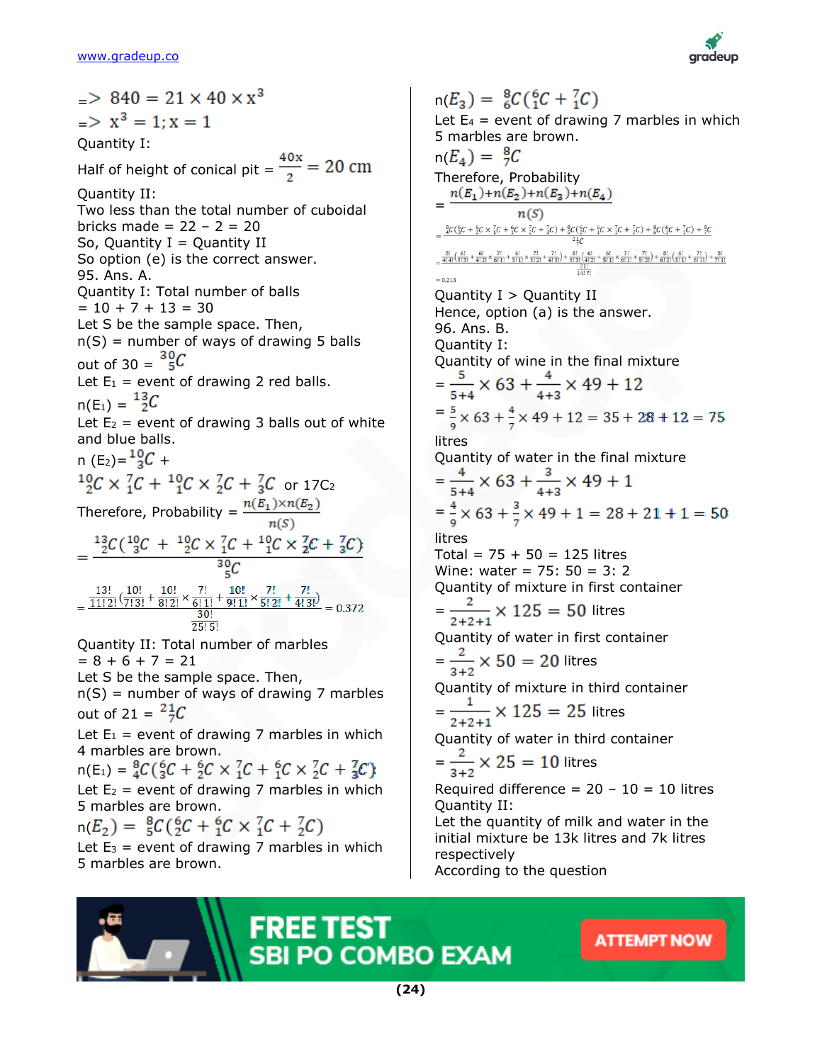$\Rightarrow 840 = 21 \times 40 \times x^3$

$\Rightarrow x^3 = 1; x = 1$

Quantity I:

Half of height of conical pit $= \frac{40x}{2} = 20$ cm

Quantity II:

Two less than the total number of cuboidal bricks made = 22 – 2 = 20

So, Quantity I = Quantity II

So option (e) is the correct answer.

95. Ans. A.

Quantity I: Total number of balls

= 10 + 7 + 13 = 30

Let S be the sample space. Then,

n(S) = number of ways of drawing 5 balls out of 30 = ${}^{30}_{5}C$

Let $E_1$ = event of drawing 2 red balls.

$n(E_1) = {}^{13}_{2}C$

Let $E_2$ = event of drawing 3 balls out of white and blue balls.

$n(E_2) = {}^{10}_{3}C +$

${}^{10}_{2}C \times {}^{7}_{1}C + {}^{10}_{1}C \times {}^{7}_{2}C + {}^{7}_{3}C$ or $17C_2$

Therefore, Probability $= \frac{n(E_1) \times n(E_2)}{n(S)}$

$= \frac{{}^{13}_{2}C({}^{10}_{3}C + {}^{10}_{2}C \times {}^{7}_{1}C + {}^{10}_{1}C \times {}^{7}_{2}C + {}^{7}_{3}C)}{{}^{30}_{5}C}$

$= \frac{\frac{13!}{11!2!}\left(\frac{10!}{7!3!} + \frac{10!}{8!2!} \times \frac{7!}{6!1!} + \frac{10!}{9!1!} \times \frac{7!}{5!2!} + \frac{7!}{4!3!}\right)}{\frac{30!}{25!5!}} = 0.372$

Quantity II: Total number of marbles

= 8 + 6 + 7 = 21

Let S be the sample space. Then,

n(S) = number of ways of drawing 7 marbles out of 21 = ${}^{21}_{7}C$

Let $E_1$ = event of drawing 7 marbles in which 4 marbles are brown.

$n(E_1) = {}^{8}_{4}C({}^{6}_{3}C + {}^{6}_{2}C \times {}^{7}_{1}C + {}^{6}_{1}C \times {}^{7}_{2}C + {}^{7}_{3}C)$

Let $E_2$ = event of drawing 7 marbles in which 5 marbles are brown.

$n(E_2) = {}^{8}_{5}C({}^{6}_{2}C + {}^{6}_{1}C \times {}^{7}_{1}C + {}^{7}_{2}C)$

Let $E_3$ = event of drawing 7 marbles in which 5 marbles are brown.

$n(E_3) = {}^{8}_{6}C({}^{6}_{1}C + {}^{7}_{1}C)$

Let $E_4$ = event of drawing 7 marbles in which 5 marbles are brown.

$n(E_4) = {}^{8}_{7}C$

Therefore, Probability

$= \frac{n(E_1)+n(E_2)+n(E_3)+n(E_4)}{n(S)}$

$= \frac{{}^{8}_{4}C({}^{6}_{3}C + {}^{6}_{2}C \times {}^{7}_{1}C + {}^{6}_{1}C \times {}^{7}_{2}C + {}^{7}_{3}C) + {}^{8}_{5}C({}^{6}_{2}C + {}^{6}_{1}C \times {}^{7}_{1}C + {}^{7}_{2}C) + {}^{8}_{6}C({}^{6}_{1}C + {}^{7}_{1}C) + {}^{8}_{7}C}{{}^{21}_{7}C}$

$= \frac{\frac{8!}{4!4!}\left(\frac{6!}{3!3!} + \frac{6!}{4!2!} \times \frac{7!}{6!1!} + \frac{6!}{5!1!} \times \frac{7!}{5!2!} + \frac{7!}{4!3!}\right) + \frac{8!}{5!3!}\left(\frac{6!}{4!2!} + \frac{6!}{5!1!} \times \frac{7!}{6!1!} + \frac{7!}{5!2!}\right) + \frac{8!}{6!2!}\left(\frac{6!}{5!1!} + \frac{7!}{6!1!}\right) + \frac{8!}{7!1!}}{\frac{21!}{14!7!}}$

$= 0.213$

Quantity I > Quantity II

Hence, option (a) is the answer.

96. Ans. B.

Quantity I:

Quantity of wine in the final mixture

$= \frac{5}{5+4} \times 63 + \frac{4}{4+3} \times 49 + 12$

$= \frac{5}{9} \times 63 + \frac{4}{7} \times 49 + 12 = 35 + 28 + 12 = 75$ litres

Quantity of water in the final mixture

$= \frac{4}{5+4} \times 63 + \frac{3}{4+3} \times 49 + 1$

$= \frac{4}{9} \times 63 + \frac{3}{7} \times 49 + 1 = 28 + 21 + 1 = 50$ litres

Total = 75 + 50 = 125 litres

Wine: water = 75: 50 = 3: 2

Quantity of mixture in first container

$= \frac{2}{2+2+1} \times 125 = 50$ litres

Quantity of water in first container

$= \frac{2}{3+2} \times 50 = 20$ litres

Quantity of mixture in third container

$= \frac{1}{2+2+1} \times 125 = 25$ litres

Quantity of water in third container

$= \frac{2}{3+2} \times 25 = 10$ litres

Required difference = 20 – 10 = 10 litres

Quantity II:

Let the quantity of milk and water in the initial mixture be 13k litres and 7k litres respectively

According to the question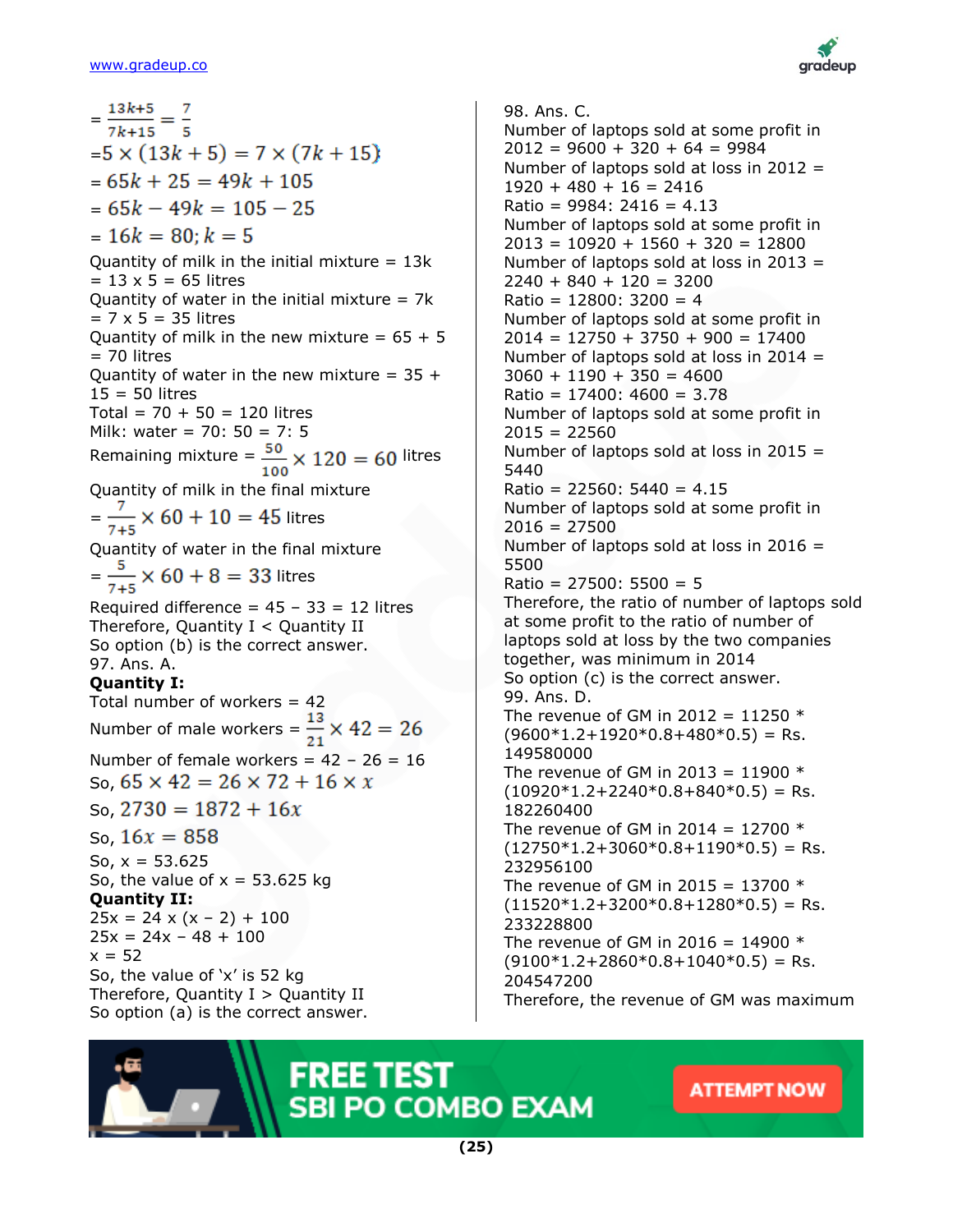$= \frac{13k+5}{7k+15} = \frac{7}{5}$

$= 5 \times (13k + 5) = 7 \times (7k + 15)$

$= 65k + 25 = 49k + 105$

$= 65k - 49k = 105 - 25$

$= 16k = 80; k = 5$

Quantity of milk in the initial mixture = 13k = 13 x 5 = 65 litres

Quantity of water in the initial mixture = 7k = 7 x 5 = 35 litres

Quantity of milk in the new mixture = 65 + 5 = 70 litres

Quantity of water in the new mixture = 35 + 15 = 50 litres

Total = 70 + 50 = 120 litres

Milk: water = 70: 50 = 7: 5

Remaining mixture = $\frac{50}{100} \times 120 = 60$ litres

Quantity of milk in the final mixture

$= \frac{7}{7+5} \times 60 + 10 = 45$ litres

Quantity of water in the final mixture

$= \frac{5}{7+5} \times 60 + 8 = 33$ litres

Required difference = 45 – 33 = 12 litres

Therefore, Quantity I < Quantity II

So option (b) is the correct answer.

97. Ans. A.

**Quantity I:**

Total number of workers = 42

Number of male workers = $\frac{13}{21} \times 42 = 26$

Number of female workers = 42 – 26 = 16

So, $65 \times 42 = 26 \times 72 + 16 \times x$

So, $2730 = 1872 + 16x$

So, $16x = 858$

So, x = 53.625

So, the value of x = 53.625 kg

**Quantity II:**

25x = 24 x (x – 2) + 100

25x = 24x – 48 + 100

x = 52

So, the value of 'x' is 52 kg

Therefore, Quantity I > Quantity II

So option (a) is the correct answer.

98. Ans. C.

Number of laptops sold at some profit in 2012 = 9600 + 320 + 64 = 9984

Number of laptops sold at loss in 2012 = 1920 + 480 + 16 = 2416

Ratio = 9984: 2416 = 4.13

Number of laptops sold at some profit in 2013 = 10920 + 1560 + 320 = 12800

Number of laptops sold at loss in 2013 = 2240 + 840 + 120 = 3200

Ratio = 12800: 3200 = 4

Number of laptops sold at some profit in 2014 = 12750 + 3750 + 900 = 17400

Number of laptops sold at loss in 2014 = 3060 + 1190 + 350 = 4600

Ratio = 17400: 4600 = 3.78

Number of laptops sold at some profit in 2015 = 22560

Number of laptops sold at loss in 2015 = 5440

Ratio = 22560: 5440 = 4.15

Number of laptops sold at some profit in 2016 = 27500

Number of laptops sold at loss in 2016 = 5500

Ratio = 27500: 5500 = 5

Therefore, the ratio of number of laptops sold at some profit to the ratio of number of laptops sold at loss by the two companies together, was minimum in 2014

So option (c) is the correct answer.

99. Ans. D.

The revenue of GM in 2012 = 11250 * (9600*1.2+1920*0.8+480*0.5) = Rs. 149580000

The revenue of GM in 2013 = 11900 * (10920*1.2+2240*0.8+840*0.5) = Rs. 182260400

The revenue of GM in 2014 = 12700 * (12750*1.2+3060*0.8+1190*0.5) = Rs. 232956100

The revenue of GM in 2015 = 13700 * (11520*1.2+3200*0.8+1280*0.5) = Rs. 233228800

The revenue of GM in 2016 = 14900 * (9100*1.2+2860*0.8+1040*0.5) = Rs. 204547200

Therefore, the revenue of GM was maximum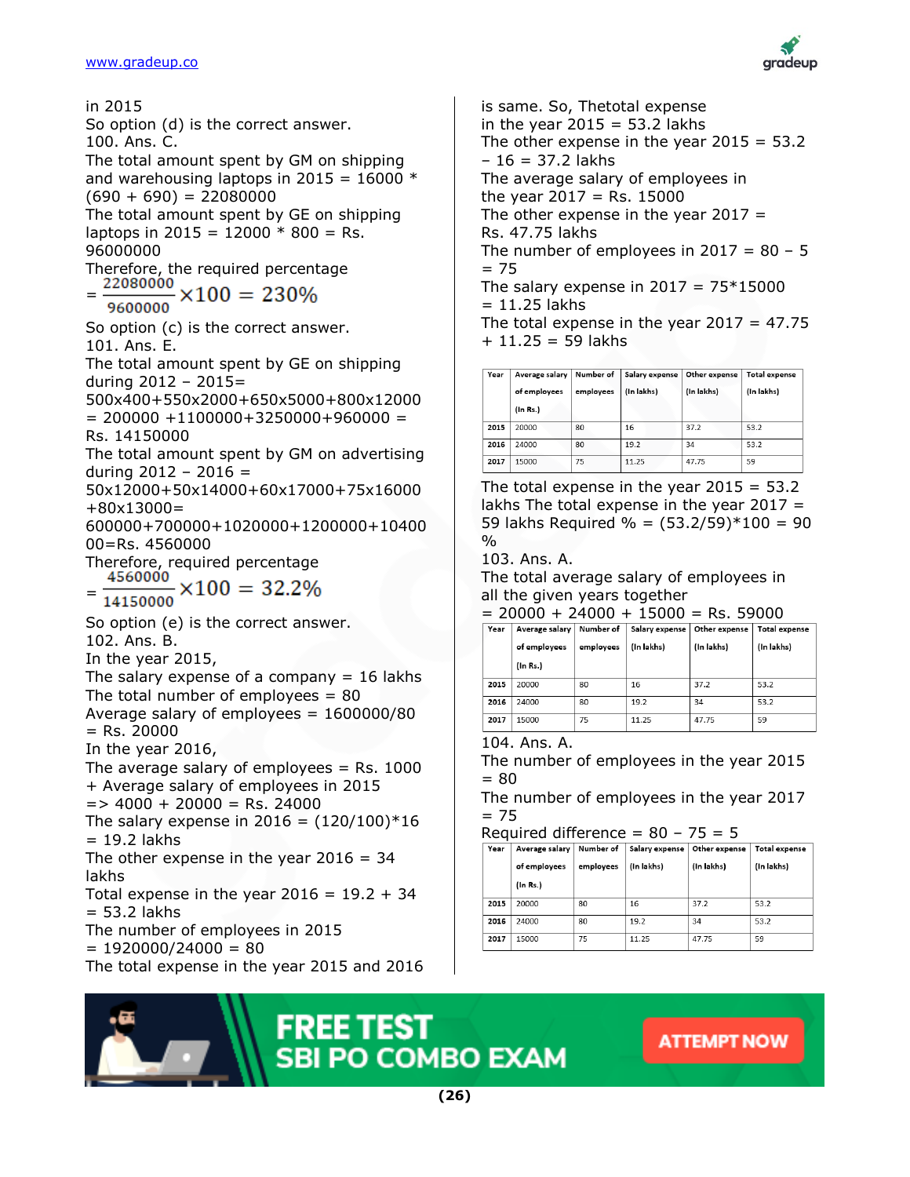in 2015
So option (d) is the correct answer.
100. Ans. C.
The total amount spent by GM on shipping and warehousing laptops in 2015 = 16000 * (690 + 690) = 22080000
The total amount spent by GE on shipping laptops in 2015 = 12000 * 800 = Rs. 96000000
Therefore, the required percentage

$$= \frac{22080000}{9600000} \times 100 = 230\%$$

So option (c) is the correct answer.
101. Ans. E.
The total amount spent by GE on shipping during 2012 – 2015= 500x400+550x2000+650x5000+800x12000 = 200000 +1100000+3250000+960000 = Rs. 14150000
The total amount spent by GM on advertising during 2012 – 2016 = 50x12000+50x14000+60x17000+75x16000 +80x13000= 600000+700000+1020000+1200000+1040000=Rs. 4560000
Therefore, required percentage

$$= \frac{4560000}{14150000} \times 100 = 32.2\%$$

So option (e) is the correct answer.
102. Ans. B.
In the year 2015,
The salary expense of a company = 16 lakhs
The total number of employees = 80
Average salary of employees = 1600000/80 = Rs. 20000
In the year 2016,
The average salary of employees = Rs. 1000 + Average salary of employees in 2015
=> 4000 + 20000 = Rs. 24000
The salary expense in 2016 = (120/100)*16 = 19.2 lakhs
The other expense in the year 2016 = 34 lakhs
Total expense in the year 2016 = 19.2 + 34 = 53.2 lakhs
The number of employees in 2015 = 1920000/24000 = 80
The total expense in the year 2015 and 2016 is same. So, Thetotal expense in the year 2015 = 53.2 lakhs
The other expense in the year 2015 = 53.2 – 16 = 37.2 lakhs
The average salary of employees in the year 2017 = Rs. 15000
The other expense in the year 2017 = Rs. 47.75 lakhs
The number of employees in 2017 = 80 – 5 = 75
The salary expense in 2017 = 75*15000 = 11.25 lakhs
The total expense in the year 2017 = 47.75 + 11.25 = 59 lakhs

| Year | Average salary of employees (In Rs.) | Number of employees | Salary expense (In lakhs) | Other expense (In lakhs) | Total expense (In lakhs) |
|---|---|---|---|---|---|
| 2015 | 20000 | 80 | 16 | 37.2 | 53.2 |
| 2016 | 24000 | 80 | 19.2 | 34 | 53.2 |
| 2017 | 15000 | 75 | 11.25 | 47.75 | 59 |

The total expense in the year 2015 = 53.2 lakhs The total expense in the year 2017 = 59 lakhs Required % = (53.2/59)*100 = 90 %
103. Ans. A.
The total average salary of employees in all the given years together
= 20000 + 24000 + 15000 = Rs. 59000

| Year | Average salary of employees (In Rs.) | Number of employees | Salary expense (In lakhs) | Other expense (In lakhs) | Total expense (In lakhs) |
|---|---|---|---|---|---|
| 2015 | 20000 | 80 | 16 | 37.2 | 53.2 |
| 2016 | 24000 | 80 | 19.2 | 34 | 53.2 |
| 2017 | 15000 | 75 | 11.25 | 47.75 | 59 |

104. Ans. A.
The number of employees in the year 2015 = 80
The number of employees in the year 2017 = 75
Required difference = 80 – 75 = 5

| Year | Average salary of employees (In Rs.) | Number of employees | Salary expense (In lakhs) | Other expense (In lakhs) | Total expense (In lakhs) |
|---|---|---|---|---|---|
| 2015 | 20000 | 80 | 16 | 37.2 | 53.2 |
| 2016 | 24000 | 80 | 19.2 | 34 | 53.2 |
| 2017 | 15000 | 75 | 11.25 | 47.75 | 59 |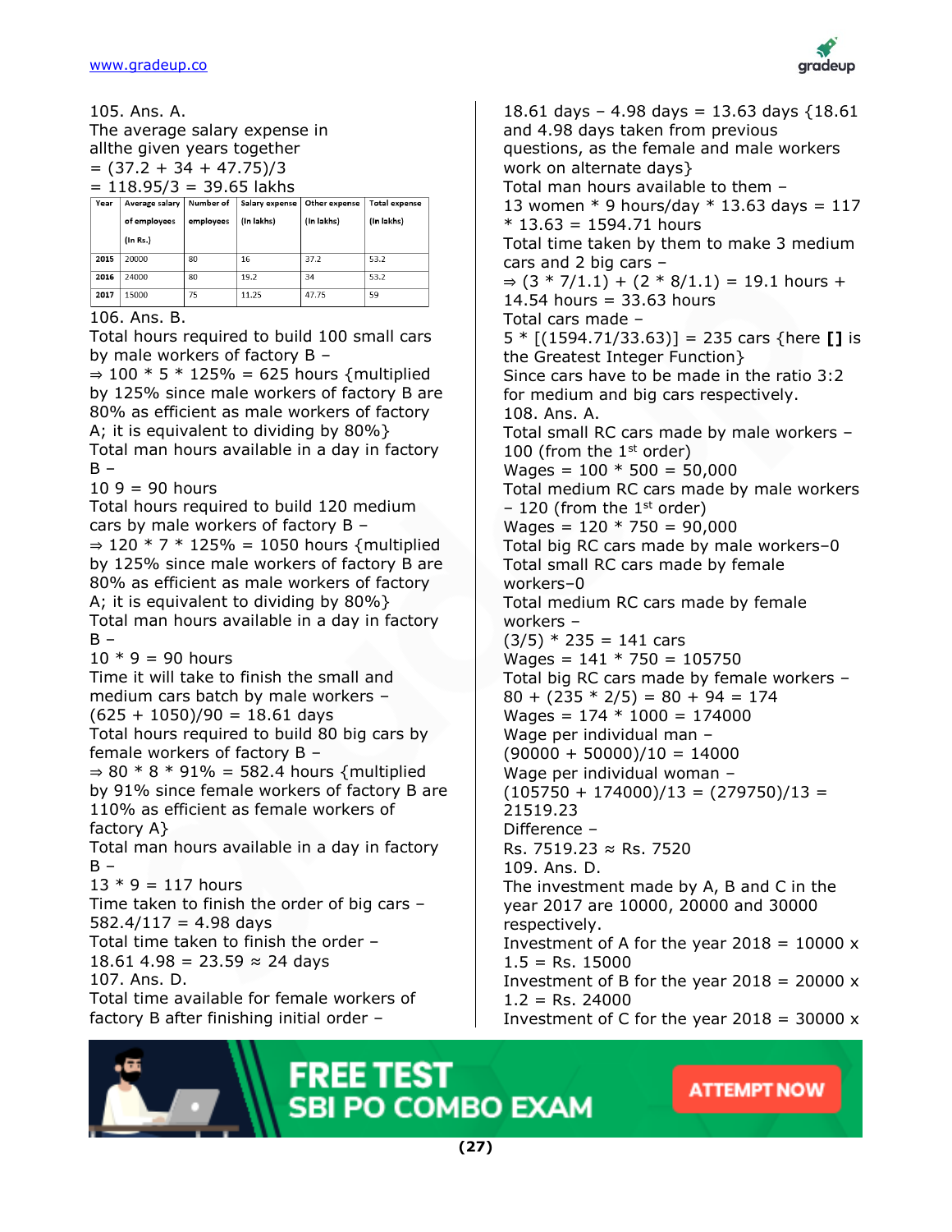105. Ans. A.
The average salary expense in allthe given years together
= (37.2 + 34 + 47.75)/3
= 118.95/3 = 39.65 lakhs

| Year | Average salary of employees (In Rs.) | Number of employees | Salary expense (In lakhs) | Other expense (In lakhs) | Total expense (In lakhs) |
|---|---|---|---|---|---|
| 2015 | 20000 | 80 | 16 | 37.2 | 53.2 |
| 2016 | 24000 | 80 | 19.2 | 34 | 53.2 |
| 2017 | 15000 | 75 | 11.25 | 47.75 | 59 |

106. Ans. B.
Total hours required to build 100 small cars by male workers of factory B –
⇒ 100 * 5 * 125% = 625 hours {multiplied by 125% since male workers of factory B are 80% as efficient as male workers of factory A; it is equivalent to dividing by 80%}
Total man hours available in a day in factory B –
10 9 = 90 hours
Total hours required to build 120 medium cars by male workers of factory B –
⇒ 120 * 7 * 125% = 1050 hours {multiplied by 125% since male workers of factory B are 80% as efficient as male workers of factory A; it is equivalent to dividing by 80%}
Total man hours available in a day in factory B –
10 * 9 = 90 hours
Time it will take to finish the small and medium cars batch by male workers –
(625 + 1050)/90 = 18.61 days
Total hours required to build 80 big cars by female workers of factory B –
⇒ 80 * 8 * 91% = 582.4 hours {multiplied by 91% since female workers of factory B are 110% as efficient as female workers of factory A}
Total man hours available in a day in factory B –
13 * 9 = 117 hours
Time taken to finish the order of big cars –
582.4/117 = 4.98 days
Total time taken to finish the order –
18.61 4.98 = 23.59 ≈ 24 days
107. Ans. D.
Total time available for female workers of factory B after finishing initial order –
18.61 days – 4.98 days = 13.63 days {18.61 and 4.98 days taken from previous questions, as the female and male workers work on alternate days}
Total man hours available to them –
13 women * 9 hours/day * 13.63 days = 117 * 13.63 = 1594.71 hours
Total time taken by them to make 3 medium cars and 2 big cars –
⇒ (3 * 7/1.1) + (2 * 8/1.1) = 19.1 hours + 14.54 hours = 33.63 hours
Total cars made –
5 * [(1594.71/33.63)] = 235 cars {here **[]** is the Greatest Integer Function}
Since cars have to be made in the ratio 3:2 for medium and big cars respectively.
108. Ans. A.
Total small RC cars made by male workers – 100 (from the 1st order)
Wages = 100 * 500 = 50,000
Total medium RC cars made by male workers – 120 (from the 1st order)
Wages = 120 * 750 = 90,000
Total big RC cars made by male workers–0
Total small RC cars made by female workers–0
Total medium RC cars made by female workers –
(3/5) * 235 = 141 cars
Wages = 141 * 750 = 105750
Total big RC cars made by female workers –
80 + (235 * 2/5) = 80 + 94 = 174
Wages = 174 * 1000 = 174000
Wage per individual man –
(90000 + 50000)/10 = 14000
Wage per individual woman –
(105750 + 174000)/13 = (279750)/13 = 21519.23
Difference –
Rs. 7519.23 ≈ Rs. 7520
109. Ans. D.
The investment made by A, B and C in the year 2017 are 10000, 20000 and 30000 respectively.
Investment of A for the year 2018 = 10000 x 1.5 = Rs. 15000
Investment of B for the year 2018 = 20000 x 1.2 = Rs. 24000
Investment of C for the year 2018 = 30000 x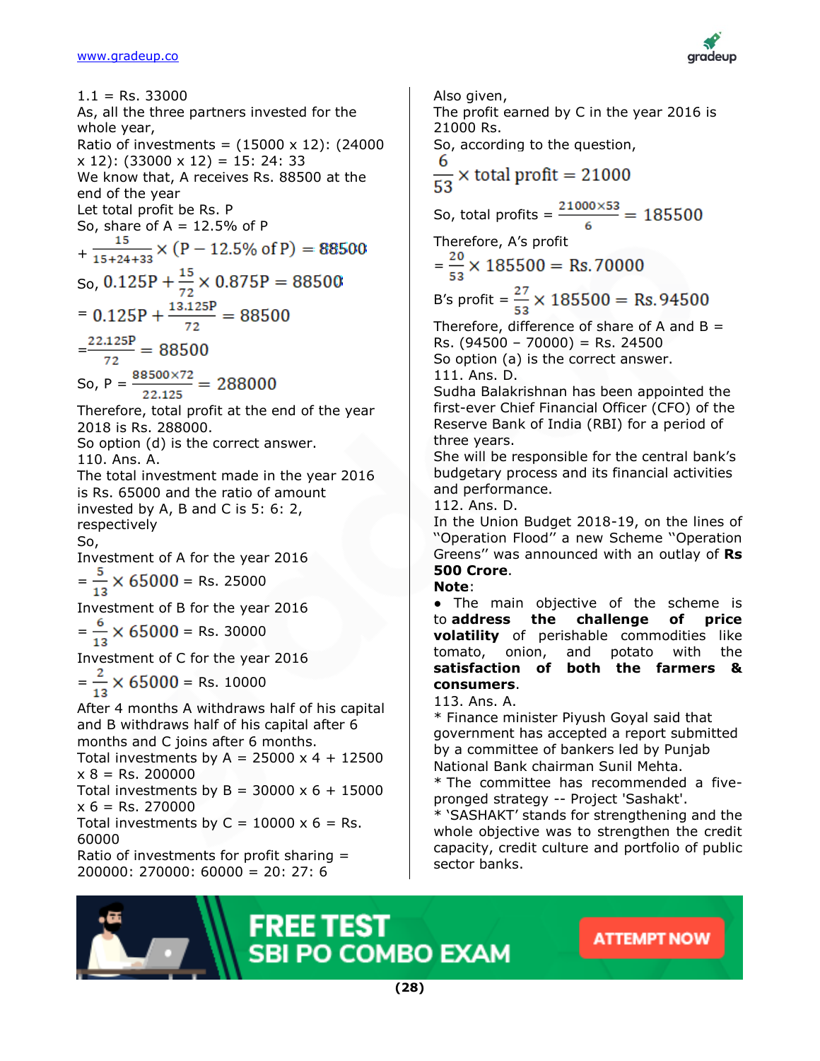1.1 = Rs. 33000

As, all the three partners invested for the whole year,

Ratio of investments = (15000 x 12): (24000 x 12): (33000 x 12) = 15: 24: 33

We know that, A receives Rs. 88500 at the end of the year

Let total profit be Rs. P

So, share of A = 12.5% of P

$$+ \frac{15}{15+24+33} \times (P - 12.5\% \text{ of } P) = 88500$$

So, $0.125P + \frac{15}{72} \times 0.875P = 88500$

$= 0.125P + \frac{13.125P}{72} = 88500$

$= \frac{22.125P}{72} = 88500$

So, P = $\frac{88500 \times 72}{22.125} = 288000$

Therefore, total profit at the end of the year 2018 is Rs. 288000.

So option (d) is the correct answer.

110. Ans. A.

The total investment made in the year 2016 is Rs. 65000 and the ratio of amount invested by A, B and C is 5: 6: 2, respectively

So,

Investment of A for the year 2016

$= \frac{5}{13} \times 65000$ = Rs. 25000

Investment of B for the year 2016

$= \frac{6}{13} \times 65000$ = Rs. 30000

Investment of C for the year 2016

$= \frac{2}{13} \times 65000$ = Rs. 10000

After 4 months A withdraws half of his capital and B withdraws half of his capital after 6 months and C joins after 6 months.

Total investments by A = 25000 x 4 + 12500 x 8 = Rs. 200000

Total investments by B = 30000 x 6 + 15000 x 6 = Rs. 270000

Total investments by C = 10000 x 6 = Rs. 60000

Ratio of investments for profit sharing = 200000: 270000: 60000 = 20: 27: 6

Also given,

The profit earned by C in the year 2016 is 21000 Rs.

So, according to the question,

$$\frac{6}{53} \times \text{total profit} = 21000$$

So, total profits = $\frac{21000 \times 53}{6} = 185500$

Therefore, A's profit

$= \frac{20}{53} \times 185500 = \text{Rs. } 70000$

B's profit = $\frac{27}{53} \times 185500 = \text{Rs. } 94500$

Therefore, difference of share of A and B = Rs. (94500 – 70000) = Rs. 24500

So option (a) is the correct answer.

111. Ans. D.

Sudha Balakrishnan has been appointed the first-ever Chief Financial Officer (CFO) of the Reserve Bank of India (RBI) for a period of three years.

She will be responsible for the central bank's budgetary process and its financial activities and performance.

112. Ans. D.

In the Union Budget 2018-19, on the lines of "Operation Flood" a new Scheme "Operation Greens" was announced with an outlay of **Rs 500 Crore**.

**Note**:

- The main objective of the scheme is to **address the challenge of price volatility** of perishable commodities like tomato, onion, and potato with the **satisfaction of both the farmers & consumers**.

113. Ans. A.

* Finance minister Piyush Goyal said that government has accepted a report submitted by a committee of bankers led by Punjab National Bank chairman Sunil Mehta.

* The committee has recommended a five-pronged strategy -- Project 'Sashakt'.

* 'SASHAKT' stands for strengthening and the whole objective was to strengthen the credit capacity, credit culture and portfolio of public sector banks.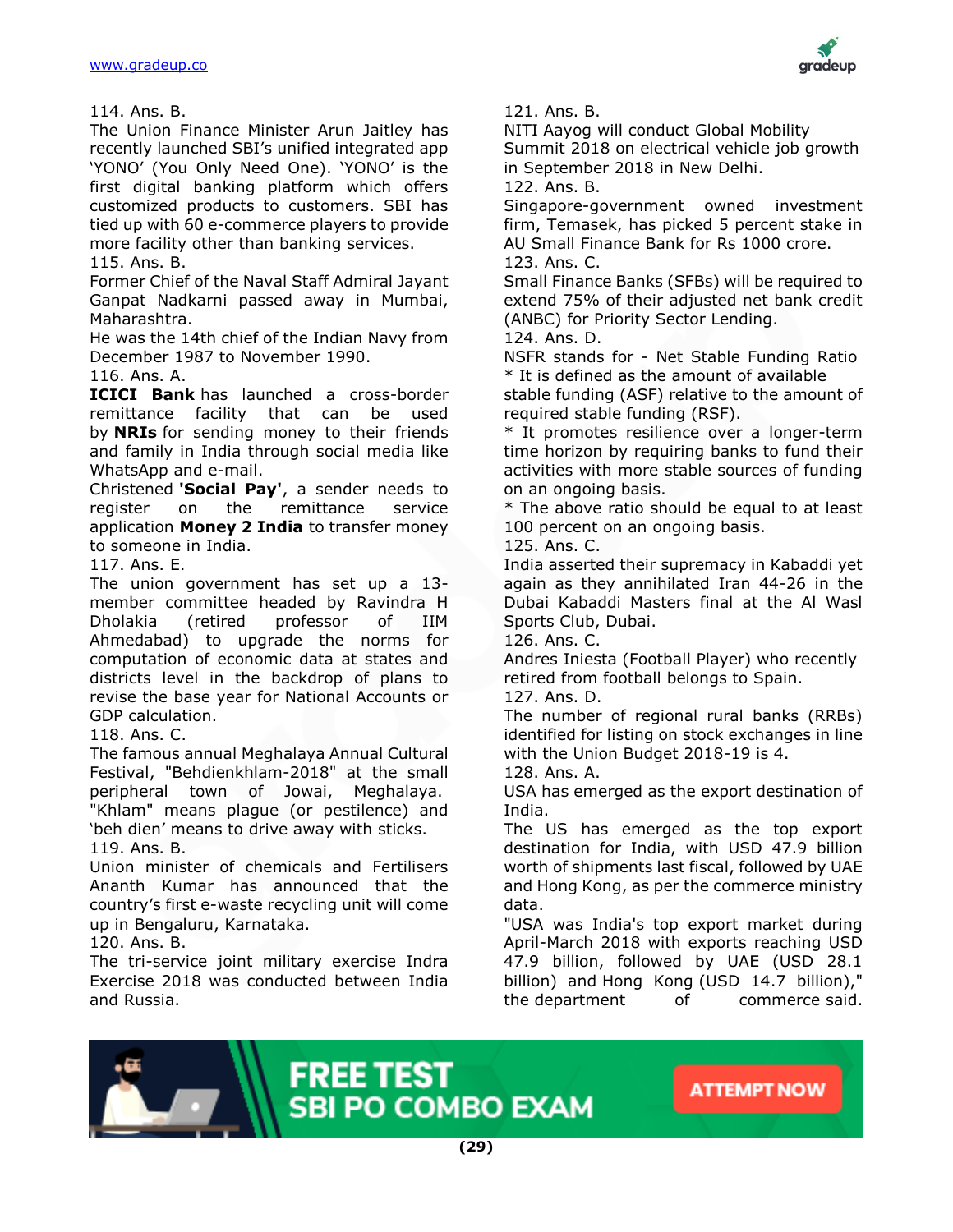114. Ans. B.
The Union Finance Minister Arun Jaitley has recently launched SBI's unified integrated app 'YONO' (You Only Need One). 'YONO' is the first digital banking platform which offers customized products to customers. SBI has tied up with 60 e-commerce players to provide more facility other than banking services.

115. Ans. B.
Former Chief of the Naval Staff Admiral Jayant Ganpat Nadkarni passed away in Mumbai, Maharashtra.
He was the 14th chief of the Indian Navy from December 1987 to November 1990.

116. Ans. A.
**ICICI Bank** has launched a cross-border remittance facility that can be used by **NRIs** for sending money to their friends and family in India through social media like WhatsApp and e-mail.
Christened **'Social Pay'**, a sender needs to register on the remittance service application **Money 2 India** to transfer money to someone in India.

117. Ans. E.
The union government has set up a 13-member committee headed by Ravindra H Dholakia (retired professor of IIM Ahmedabad) to upgrade the norms for computation of economic data at states and districts level in the backdrop of plans to revise the base year for National Accounts or GDP calculation.

118. Ans. C.
The famous annual Meghalaya Annual Cultural Festival, "Behdienkhlam-2018" at the small peripheral town of Jowai, Meghalaya. "Khlam" means plague (or pestilence) and 'beh dien' means to drive away with sticks.

119. Ans. B.
Union minister of chemicals and Fertilisers Ananth Kumar has announced that the country's first e-waste recycling unit will come up in Bengaluru, Karnataka.

120. Ans. B.
The tri-service joint military exercise Indra Exercise 2018 was conducted between India and Russia.

121. Ans. B.
NITI Aayog will conduct Global Mobility Summit 2018 on electrical vehicle job growth in September 2018 in New Delhi.

122. Ans. B.
Singapore-government owned investment firm, Temasek, has picked 5 percent stake in AU Small Finance Bank for Rs 1000 crore.

123. Ans. C.
Small Finance Banks (SFBs) will be required to extend 75% of their adjusted net bank credit (ANBC) for Priority Sector Lending.

124. Ans. D.
NSFR stands for - Net Stable Funding Ratio
* It is defined as the amount of available stable funding (ASF) relative to the amount of required stable funding (RSF).
* It promotes resilience over a longer-term time horizon by requiring banks to fund their activities with more stable sources of funding on an ongoing basis.
* The above ratio should be equal to at least 100 percent on an ongoing basis.

125. Ans. C.
India asserted their supremacy in Kabaddi yet again as they annihilated Iran 44-26 in the Dubai Kabaddi Masters final at the Al Wasl Sports Club, Dubai.

126. Ans. C.
Andres Iniesta (Football Player) who recently retired from football belongs to Spain.

127. Ans. D.
The number of regional rural banks (RRBs) identified for listing on stock exchanges in line with the Union Budget 2018-19 is 4.

128. Ans. A.
USA has emerged as the export destination of India.
The US has emerged as the top export destination for India, with USD 47.9 billion worth of shipments last fiscal, followed by UAE and Hong Kong, as per the commerce ministry data.
"USA was India's top export market during April-March 2018 with exports reaching USD 47.9 billion, followed by UAE (USD 28.1 billion) and Hong Kong (USD 14.7 billion)," the department of commerce said.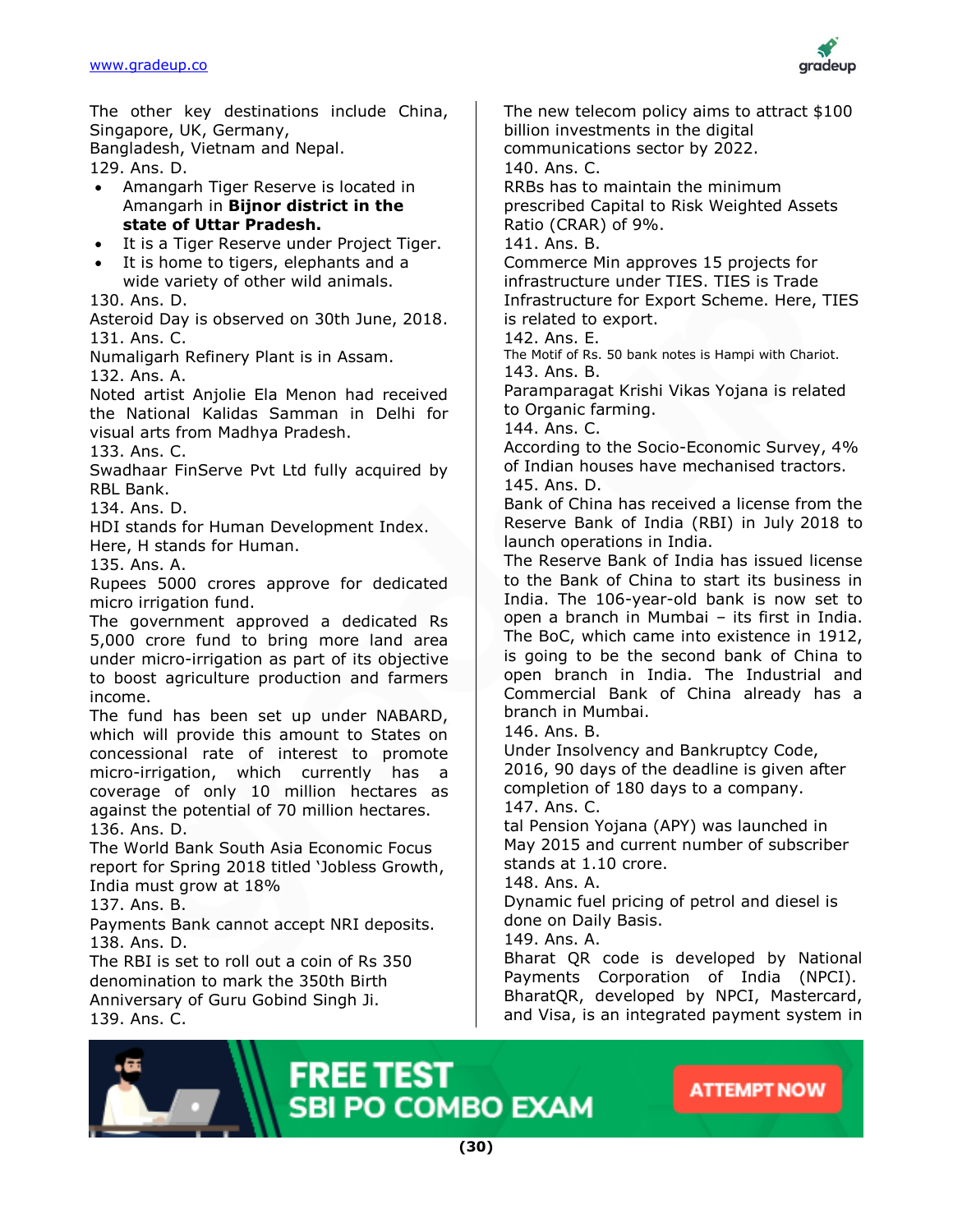The other key destinations include China, Singapore, UK, Germany,
Bangladesh, Vietnam and Nepal.

129. Ans. D.

- Amangarh Tiger Reserve is located in Amangarh in **Bijnor district in the state of Uttar Pradesh.**
- It is a Tiger Reserve under Project Tiger.
- It is home to tigers, elephants and a wide variety of other wild animals.

130. Ans. D.
Asteroid Day is observed on 30th June, 2018.

131. Ans. C.
Numaligarh Refinery Plant is in Assam.

132. Ans. A.
Noted artist Anjolie Ela Menon had received the National Kalidas Samman in Delhi for visual arts from Madhya Pradesh.

133. Ans. C.
Swadhaar FinServe Pvt Ltd fully acquired by RBL Bank.

134. Ans. D.
HDI stands for Human Development Index. Here, H stands for Human.

135. Ans. A.
Rupees 5000 crores approve for dedicated micro irrigation fund.
The government approved a dedicated Rs 5,000 crore fund to bring more land area under micro-irrigation as part of its objective to boost agriculture production and farmers income.
The fund has been set up under NABARD, which will provide this amount to States on concessional rate of interest to promote micro-irrigation, which currently has a coverage of only 10 million hectares as against the potential of 70 million hectares.

136. Ans. D.
The World Bank South Asia Economic Focus report for Spring 2018 titled 'Jobless Growth, India must grow at 18%

137. Ans. B.
Payments Bank cannot accept NRI deposits.

138. Ans. D.
The RBI is set to roll out a coin of Rs 350 denomination to mark the 350th Birth Anniversary of Guru Gobind Singh Ji.

139. Ans. C.
The new telecom policy aims to attract $100 billion investments in the digital communications sector by 2022.

140. Ans. C.
RRBs has to maintain the minimum prescribed Capital to Risk Weighted Assets Ratio (CRAR) of 9%.

141. Ans. B.
Commerce Min approves 15 projects for infrastructure under TIES. TIES is Trade Infrastructure for Export Scheme. Here, TIES is related to export.

142. Ans. E.
The Motif of Rs. 50 bank notes is Hampi with Chariot.

143. Ans. B.
Paramparagat Krishi Vikas Yojana is related to Organic farming.

144. Ans. C.
According to the Socio-Economic Survey, 4% of Indian houses have mechanised tractors.

145. Ans. D.
Bank of China has received a license from the Reserve Bank of India (RBI) in July 2018 to launch operations in India.
The Reserve Bank of India has issued license to the Bank of China to start its business in India. The 106-year-old bank is now set to open a branch in Mumbai – its first in India. The BoC, which came into existence in 1912, is going to be the second bank of China to open branch in India. The Industrial and Commercial Bank of China already has a branch in Mumbai.

146. Ans. B.
Under Insolvency and Bankruptcy Code, 2016, 90 days of the deadline is given after completion of 180 days to a company.

147. Ans. C.
tal Pension Yojana (APY) was launched in May 2015 and current number of subscriber stands at 1.10 crore.

148. Ans. A.
Dynamic fuel pricing of petrol and diesel is done on Daily Basis.

149. Ans. A.
Bharat QR code is developed by National Payments Corporation of India (NPCI). BharatQR, developed by NPCI, Mastercard, and Visa, is an integrated payment system in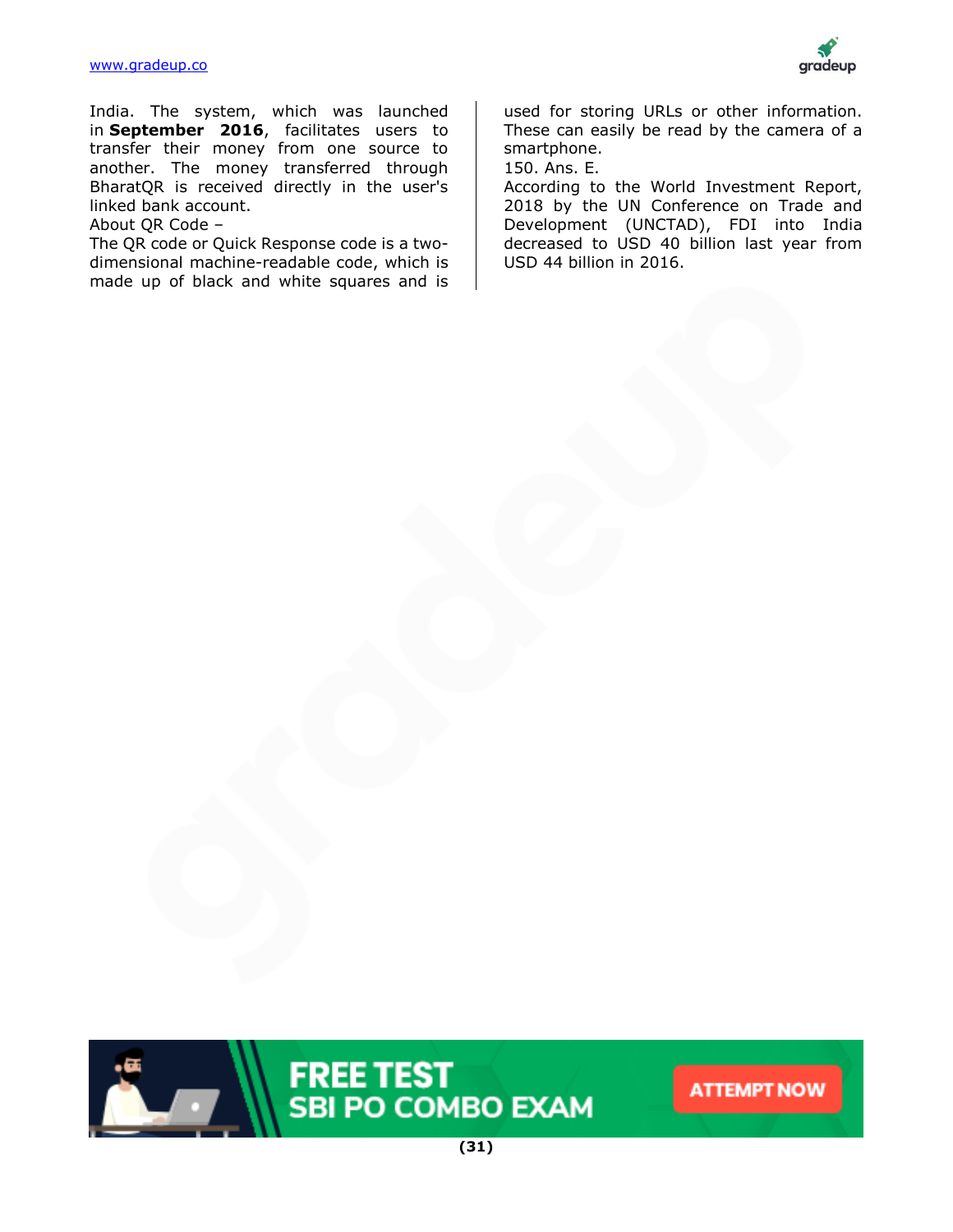India. The system, which was launched in **September 2016**, facilitates users to transfer their money from one source to another. The money transferred through BharatQR is received directly in the user's linked bank account.

About QR Code –

The QR code or Quick Response code is a two-dimensional machine-readable code, which is made up of black and white squares and is used for storing URLs or other information. These can easily be read by the camera of a smartphone.

150. Ans. E.

According to the World Investment Report, 2018 by the UN Conference on Trade and Development (UNCTAD), FDI into India decreased to USD 40 billion last year from USD 44 billion in 2016.